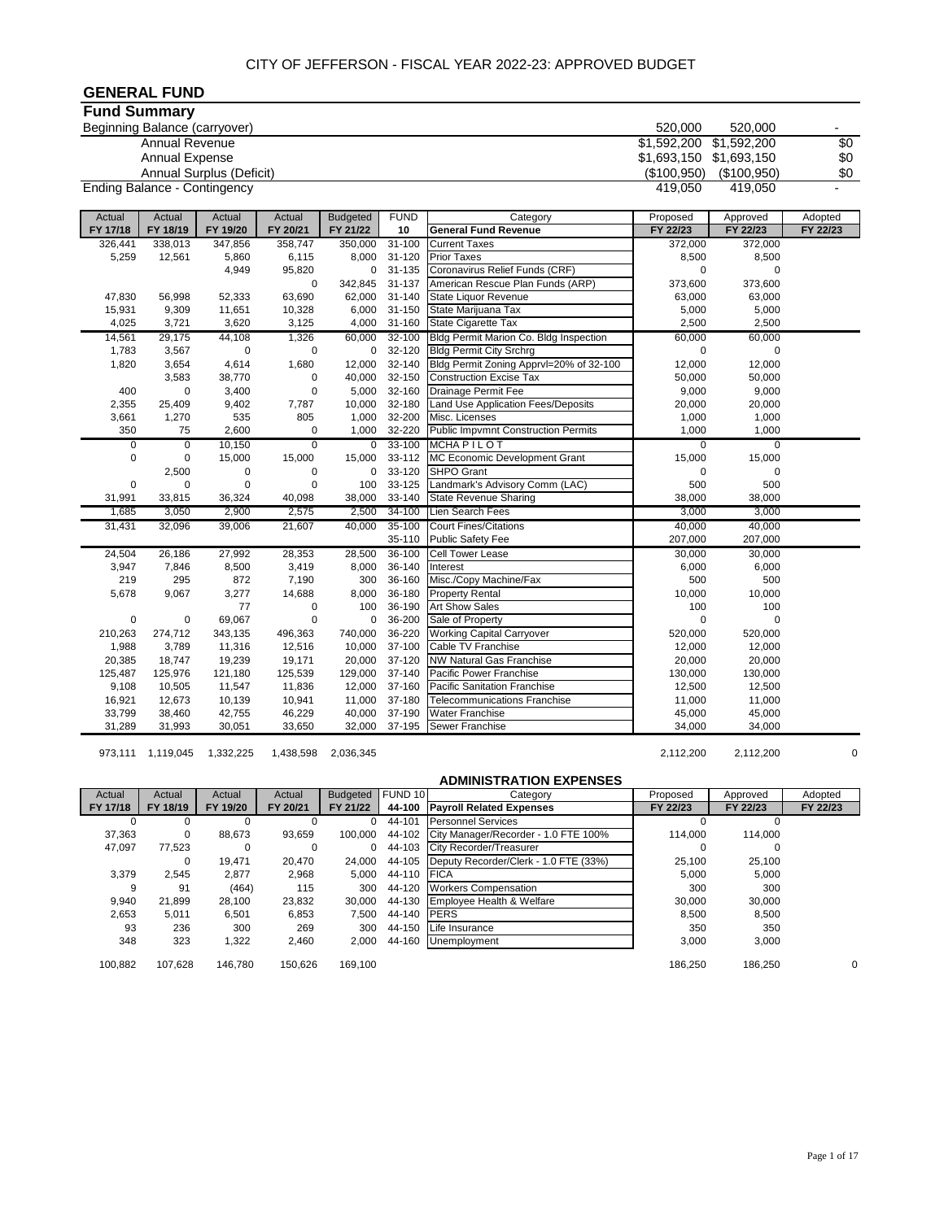CITY OF JEFFERSON - FISCAL YEAR 2022-23: APPROVED BUDGET

## GENERAL FUND

### Fund Summary

| | | | |
|---|---|---|---|
| Beginning Balance (carryover) | 520,000 | 520,000 | - |
| Annual Revenue | $1,592,200 | $1,592,200 | $0 |
| Annual Expense | $1,693,150 | $1,693,150 | $0 |
| Annual Surplus (Deficit) | ($100,950) | ($100,950) | $0 |
| Ending Balance - Contingency | 419,050 | 419,050 | - |

| Actual FY 17/18 | Actual FY 18/19 | Actual FY 19/20 | Actual FY 20/21 | Budgeted FY 21/22 | FUND 10 | Category General Fund Revenue | Proposed FY 22/23 | Approved FY 22/23 | Adopted FY 22/23 |
|---|---|---|---|---|---|---|---|---|---|
| 326,441 | 338,013 | 347,856 | 358,747 | 350,000 | 31-100 | Current Taxes | 372,000 | 372,000 | |
| 5,259 | 12,561 | 5,860 | 6,115 | 8,000 | 31-120 | Prior Taxes | 8,500 | 8,500 | |
| | | 4,949 | 95,820 | 0 | 31-135 | Coronavirus Relief Funds (CRF) | 0 | 0 | |
| | | | 0 | 342,845 | 31-137 | American Rescue Plan Funds (ARP) | 373,600 | 373,600 | |
| 47,830 | 56,998 | 52,333 | 63,690 | 62,000 | 31-140 | State Liquor Revenue | 63,000 | 63,000 | |
| 15,931 | 9,309 | 11,651 | 10,328 | 6,000 | 31-150 | State Marijuana Tax | 5,000 | 5,000 | |
| 4,025 | 3,721 | 3,620 | 3,125 | 4,000 | 31-160 | State Cigarette Tax | 2,500 | 2,500 | |
| 14,561 | 29,175 | 44,108 | 1,326 | 60,000 | 32-100 | Bldg Permit Marion Co. Bldg Inspection | 60,000 | 60,000 | |
| 1,783 | 3,567 | 0 | 0 | 0 | 32-120 | Bldg Permit City Srchrg | 0 | 0 | |
| 1,820 | 3,654 | 4,614 | 1,680 | 12,000 | 32-140 | Bldg Permit Zoning Apprvl=20% of 32-100 | 12,000 | 12,000 | |
| | 3,583 | 38,770 | 0 | 40,000 | 32-150 | Construction Excise Tax | 50,000 | 50,000 | |
| 400 | 0 | 3,400 | 0 | 5,000 | 32-160 | Drainage Permit Fee | 9,000 | 9,000 | |
| 2,355 | 25,409 | 9,402 | 7,787 | 10,000 | 32-180 | Land Use Application Fees/Deposits | 20,000 | 20,000 | |
| 3,661 | 1,270 | 535 | 805 | 1,000 | 32-200 | Misc. Licenses | 1,000 | 1,000 | |
| 350 | 75 | 2,600 | 0 | 1,000 | 32-220 | Public Impvmnt Construction Permits | 1,000 | 1,000 | |
| 0 | 0 | 10,150 | 0 | 0 | 33-100 | MCHA P I L O T | 0 | 0 | |
| 0 | 0 | 15,000 | 15,000 | 15,000 | 33-112 | MC Economic Development Grant | 15,000 | 15,000 | |
| | 2,500 | 0 | 0 | 0 | 33-120 | SHPO Grant | 0 | 0 | |
| 0 | 0 | 0 | 0 | 100 | 33-125 | Landmark's Advisory Comm (LAC) | 500 | 500 | |
| 31,991 | 33,815 | 36,324 | 40,098 | 38,000 | 33-140 | State Revenue Sharing | 38,000 | 38,000 | |
| 1,685 | 3,050 | 2,900 | 2,575 | 2,500 | 34-100 | Lien Search Fees | 3,000 | 3,000 | |
| 31,431 | 32,096 | 39,006 | 21,607 | 40,000 | 35-100 | Court Fines/Citations | 40,000 | 40,000 | |
| | | | | | 35-110 | Public Safety Fee | 207,000 | 207,000 | |
| 24,504 | 26,186 | 27,992 | 28,353 | 28,500 | 36-100 | Cell Tower Lease | 30,000 | 30,000 | |
| 3,947 | 7,846 | 8,500 | 3,419 | 8,000 | 36-140 | Interest | 6,000 | 6,000 | |
| 219 | 295 | 872 | 7,190 | 300 | 36-160 | Misc./Copy Machine/Fax | 500 | 500 | |
| 5,678 | 9,067 | 3,277 | 14,688 | 8,000 | 36-180 | Property Rental | 10,000 | 10,000 | |
| | | 77 | 0 | 100 | 36-190 | Art Show Sales | 100 | 100 | |
| 0 | 0 | 69,067 | 0 | 0 | 36-200 | Sale of Property | 0 | 0 | |
| 210,263 | 274,712 | 343,135 | 496,363 | 740,000 | 36-220 | Working Capital Carryover | 520,000 | 520,000 | |
| 1,988 | 3,789 | 11,316 | 12,516 | 10,000 | 37-100 | Cable TV Franchise | 12,000 | 12,000 | |
| 20,385 | 18,747 | 19,239 | 19,171 | 20,000 | 37-120 | NW Natural Gas Franchise | 20,000 | 20,000 | |
| 125,487 | 125,976 | 121,180 | 125,539 | 129,000 | 37-140 | Pacific Power Franchise | 130,000 | 130,000 | |
| 9,108 | 10,505 | 11,547 | 11,836 | 12,000 | 37-160 | Pacific Sanitation Franchise | 12,500 | 12,500 | |
| 16,921 | 12,673 | 10,139 | 10,941 | 11,000 | 37-180 | Telecommunications Franchise | 11,000 | 11,000 | |
| 33,799 | 38,460 | 42,755 | 46,229 | 40,000 | 37-190 | Water Franchise | 45,000 | 45,000 | |
| 31,289 | 31,993 | 30,051 | 33,650 | 32,000 | 37-195 | Sewer Franchise | 34,000 | 34,000 | |
| 973,111 | 1,119,045 | 1,332,225 | 1,438,598 | 2,036,345 | | | 2,112,200 | 2,112,200 | 0 |

### ADMINISTRATION EXPENSES

| Actual FY 17/18 | Actual FY 18/19 | Actual FY 19/20 | Actual FY 20/21 | Budgeted FY 21/22 | FUND 10 44-100 | Category Payroll Related Expenses | Proposed FY 22/23 | Approved FY 22/23 | Adopted FY 22/23 |
|---|---|---|---|---|---|---|---|---|---|
| 0 | 0 | 0 | 0 | 0 | 44-101 | Personnel Services | 0 | 0 | |
| 37,363 | 0 | 88,673 | 93,659 | 100,000 | 44-102 | City Manager/Recorder - 1.0 FTE 100% | 114,000 | 114,000 | |
| 47,097 | 77,523 | 0 | 0 | 0 | 44-103 | City Recorder/Treasurer | 0 | 0 | |
| | 0 | 19,471 | 20,470 | 24,000 | 44-105 | Deputy Recorder/Clerk - 1.0 FTE (33%) | 25,100 | 25,100 | |
| 3,379 | 2,545 | 2,877 | 2,968 | 5,000 | 44-110 | FICA | 5,000 | 5,000 | |
| 9 | 91 | (464) | 115 | 300 | 44-120 | Workers Compensation | 300 | 300 | |
| 9,940 | 21,899 | 28,100 | 23,832 | 30,000 | 44-130 | Employee Health & Welfare | 30,000 | 30,000 | |
| 2,653 | 5,011 | 6,501 | 6,853 | 7,500 | 44-140 | PERS | 8,500 | 8,500 | |
| 93 | 236 | 300 | 269 | 300 | 44-150 | Life Insurance | 350 | 350 | |
| 348 | 323 | 1,322 | 2,460 | 2,000 | 44-160 | Unemployment | 3,000 | 3,000 | |
| 100,882 | 107,628 | 146,780 | 150,626 | 169,100 | | | 186,250 | 186,250 | 0 |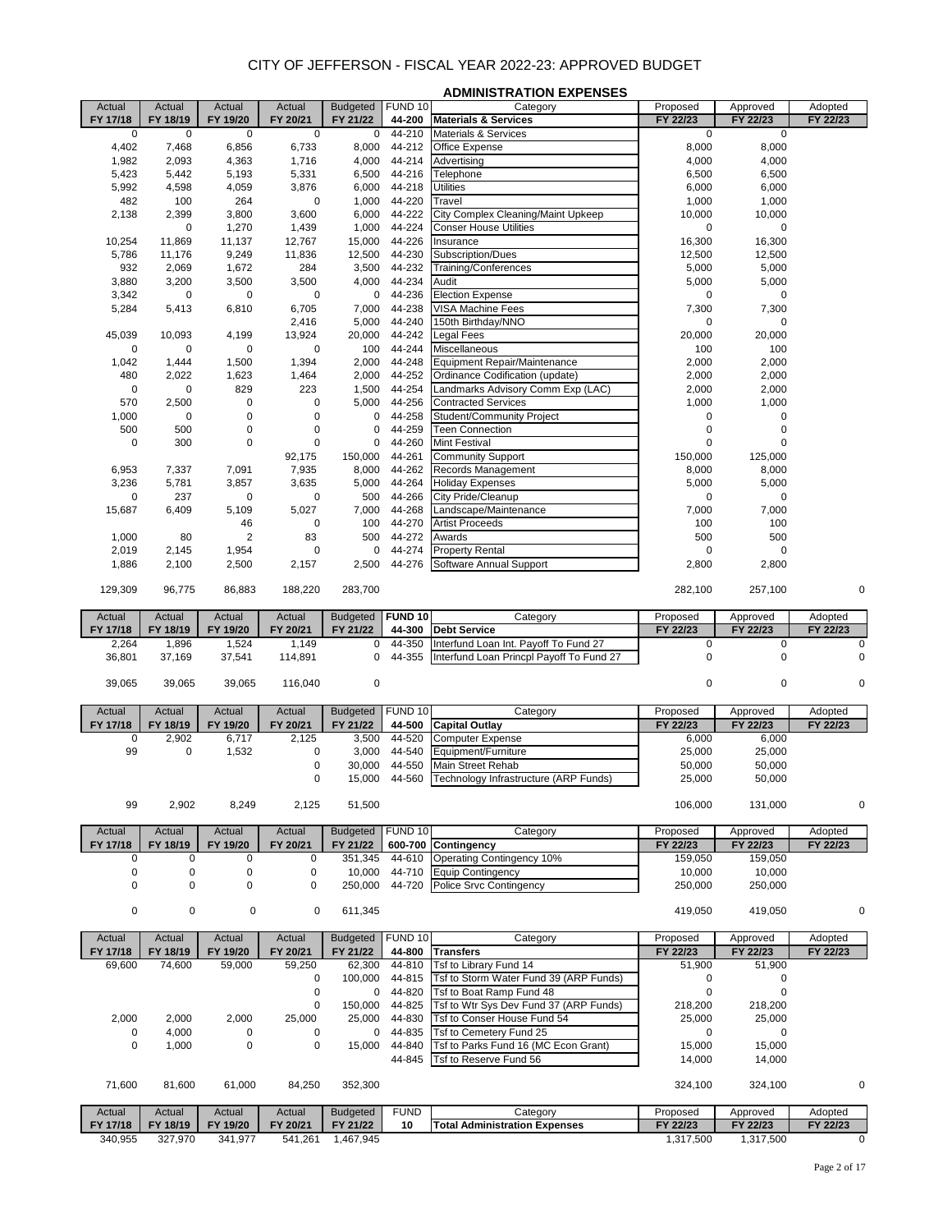# CITY OF JEFFERSON - FISCAL YEAR 2022-23: APPROVED BUDGET

## ADMINISTRATION EXPENSES

| Actual FY 17/18 | Actual FY 18/19 | Actual FY 19/20 | Actual FY 20/21 | Budgeted FY 21/22 | FUND 10 44-200 | Category Materials & Services | Proposed FY 22/23 | Approved FY 22/23 | Adopted FY 22/23 |
|---|---|---|---|---|---|---|---|---|---|
| 0 | 0 | 0 | 0 | 0 | 44-210 | Materials & Services | 0 | 0 | |
| 4,402 | 7,468 | 6,856 | 6,733 | 8,000 | 44-212 | Office Expense | 8,000 | 8,000 | |
| 1,982 | 2,093 | 4,363 | 1,716 | 4,000 | 44-214 | Advertising | 4,000 | 4,000 | |
| 5,423 | 5,442 | 5,193 | 5,331 | 6,500 | 44-216 | Telephone | 6,500 | 6,500 | |
| 5,992 | 4,598 | 4,059 | 3,876 | 6,000 | 44-218 | Utilities | 6,000 | 6,000 | |
| 482 | 100 | 264 | 0 | 1,000 | 44-220 | Travel | 1,000 | 1,000 | |
| 2,138 | 2,399 | 3,800 | 3,600 | 6,000 | 44-222 | City Complex Cleaning/Maint Upkeep | 10,000 | 10,000 | |
| | 0 | 1,270 | 1,439 | 1,000 | 44-224 | Conser House Utilities | 0 | 0 | |
| 10,254 | 11,869 | 11,137 | 12,767 | 15,000 | 44-226 | Insurance | 16,300 | 16,300 | |
| 5,786 | 11,176 | 9,249 | 11,836 | 12,500 | 44-230 | Subscription/Dues | 12,500 | 12,500 | |
| 932 | 2,069 | 1,672 | 284 | 3,500 | 44-232 | Training/Conferences | 5,000 | 5,000 | |
| 3,880 | 3,200 | 3,500 | 3,500 | 4,000 | 44-234 | Audit | 5,000 | 5,000 | |
| 3,342 | 0 | 0 | 0 | 0 | 44-236 | Election Expense | 0 | 0 | |
| 5,284 | 5,413 | 6,810 | 6,705 | 7,000 | 44-238 | VISA Machine Fees | 7,300 | 7,300 | |
| | | | 2,416 | 5,000 | 44-240 | 150th Birthday/NNO | 0 | 0 | |
| 45,039 | 10,093 | 4,199 | 13,924 | 20,000 | 44-242 | Legal Fees | 20,000 | 20,000 | |
| 0 | 0 | 0 | 0 | 100 | 44-244 | Miscellaneous | 100 | 100 | |
| 1,042 | 1,444 | 1,500 | 1,394 | 2,000 | 44-248 | Equipment Repair/Maintenance | 2,000 | 2,000 | |
| 480 | 2,022 | 1,623 | 1,464 | 2,000 | 44-252 | Ordinance Codification (update) | 2,000 | 2,000 | |
| 0 | 0 | 829 | 223 | 1,500 | 44-254 | Landmarks Advisory Comm Exp (LAC) | 2,000 | 2,000 | |
| 570 | 2,500 | 0 | 0 | 5,000 | 44-256 | Contracted Services | 1,000 | 1,000 | |
| 1,000 | 0 | 0 | 0 | 0 | 44-258 | Student/Community Project | 0 | 0 | |
| 500 | 500 | 0 | 0 | 0 | 44-259 | Teen Connection | 0 | 0 | |
| 0 | 300 | 0 | 0 | 0 | 44-260 | Mint Festival | 0 | 0 | |
| | | | 92,175 | 150,000 | 44-261 | Community Support | 150,000 | 125,000 | |
| 6,953 | 7,337 | 7,091 | 7,935 | 8,000 | 44-262 | Records Management | 8,000 | 8,000 | |
| 3,236 | 5,781 | 3,857 | 3,635 | 5,000 | 44-264 | Holiday Expenses | 5,000 | 5,000 | |
| 0 | 237 | 0 | 0 | 500 | 44-266 | City Pride/Cleanup | 0 | 0 | |
| 15,687 | 6,409 | 5,109 | 5,027 | 7,000 | 44-268 | Landscape/Maintenance | 7,000 | 7,000 | |
| | | 46 | 0 | 100 | 44-270 | Artist Proceeds | 100 | 100 | |
| 1,000 | 80 | 2 | 83 | 500 | 44-272 | Awards | 500 | 500 | |
| 2,019 | 2,145 | 1,954 | 0 | 0 | 44-274 | Property Rental | 0 | 0 | |
| 1,886 | 2,100 | 2,500 | 2,157 | 2,500 | 44-276 | Software Annual Support | 2,800 | 2,800 | |
| 129,309 | 96,775 | 86,883 | 188,220 | 283,700 | | | 282,100 | 257,100 | 0 |

| Actual FY 17/18 | Actual FY 18/19 | Actual FY 19/20 | Actual FY 20/21 | Budgeted FY 21/22 | FUND 10 44-300 | Category Debt Service | Proposed FY 22/23 | Approved FY 22/23 | Adopted FY 22/23 |
|---|---|---|---|---|---|---|---|---|---|
| 2,264 | 1,896 | 1,524 | 1,149 | 0 | 44-350 | Interfund Loan Int. Payoff To Fund 27 | 0 | 0 | 0 |
| 36,801 | 37,169 | 37,541 | 114,891 | 0 | 44-355 | Interfund Loan Princpl Payoff To Fund 27 | 0 | 0 | 0 |
| 39,065 | 39,065 | 39,065 | 116,040 | 0 | | | 0 | 0 | 0 |

| Actual FY 17/18 | Actual FY 18/19 | Actual FY 19/20 | Actual FY 20/21 | Budgeted FY 21/22 | FUND 10 44-500 | Category Capital Outlay | Proposed FY 22/23 | Approved FY 22/23 | Adopted FY 22/23 |
|---|---|---|---|---|---|---|---|---|---|
| 0 | 2,902 | 6,717 | 2,125 | 3,500 | 44-520 | Computer Expense | 6,000 | 6,000 | |
| 99 | 0 | 1,532 | 0 | 3,000 | 44-540 | Equipment/Furniture | 25,000 | 25,000 | |
| | | | 0 | 30,000 | 44-550 | Main Street Rehab | 50,000 | 50,000 | |
| | | | 0 | 15,000 | 44-560 | Technology Infrastructure (ARP Funds) | 25,000 | 50,000 | |
| 99 | 2,902 | 8,249 | 2,125 | 51,500 | | | 106,000 | 131,000 | 0 |

| Actual FY 17/18 | Actual FY 18/19 | Actual FY 19/20 | Actual FY 20/21 | Budgeted FY 21/22 | FUND 10 600-700 | Category Contingency | Proposed FY 22/23 | Approved FY 22/23 | Adopted FY 22/23 |
|---|---|---|---|---|---|---|---|---|---|
| 0 | 0 | 0 | 0 | 351,345 | 44-610 | Operating Contingency 10% | 159,050 | 159,050 | |
| 0 | 0 | 0 | 0 | 10,000 | 44-710 | Equip Contingency | 10,000 | 10,000 | |
| 0 | 0 | 0 | 0 | 250,000 | 44-720 | Police Srvc Contingency | 250,000 | 250,000 | |
| 0 | 0 | 0 | 0 | 611,345 | | | 419,050 | 419,050 | 0 |

| Actual FY 17/18 | Actual FY 18/19 | Actual FY 19/20 | Actual FY 20/21 | Budgeted FY 21/22 | FUND 10 44-800 | Category Transfers | Proposed FY 22/23 | Approved FY 22/23 | Adopted FY 22/23 |
|---|---|---|---|---|---|---|---|---|---|
| 69,600 | 74,600 | 59,000 | 59,250 | 62,300 | 44-810 | Tsf to Library Fund 14 | 51,900 | 51,900 | |
| | | | 0 | 100,000 | 44-815 | Tsf to Storm Water Fund 39 (ARP Funds) | 0 | 0 | |
| | | | 0 | 0 | 44-820 | Tsf to Boat Ramp Fund 48 | 0 | 0 | |
| | | | 0 | 150,000 | 44-825 | Tsf to Wtr Sys Dev Fund 37 (ARP Funds) | 218,200 | 218,200 | |
| 2,000 | 2,000 | 2,000 | 25,000 | 25,000 | 44-830 | Tsf to Conser House Fund 54 | 25,000 | 25,000 | |
| 0 | 4,000 | 0 | 0 | 0 | 44-835 | Tsf to Cemetery Fund 25 | 0 | 0 | |
| 0 | 1,000 | 0 | 0 | 15,000 | 44-840 | Tsf to Parks Fund 16 (MC Econ Grant) | 15,000 | 15,000 | |
| | | | | | 44-845 | Tsf to Reserve Fund 56 | 14,000 | 14,000 | |
| 71,600 | 81,600 | 61,000 | 84,250 | 352,300 | | | 324,100 | 324,100 | 0 |

| Actual FY 17/18 | Actual FY 18/19 | Actual FY 19/20 | Actual FY 20/21 | Budgeted FY 21/22 | FUND 10 | Category Total Administration Expenses | Proposed FY 22/23 | Approved FY 22/23 | Adopted FY 22/23 |
|---|---|---|---|---|---|---|---|---|---|
| 340,955 | 327,970 | 341,977 | 541,261 | 1,467,945 | | | 1,317,500 | 1,317,500 | 0 |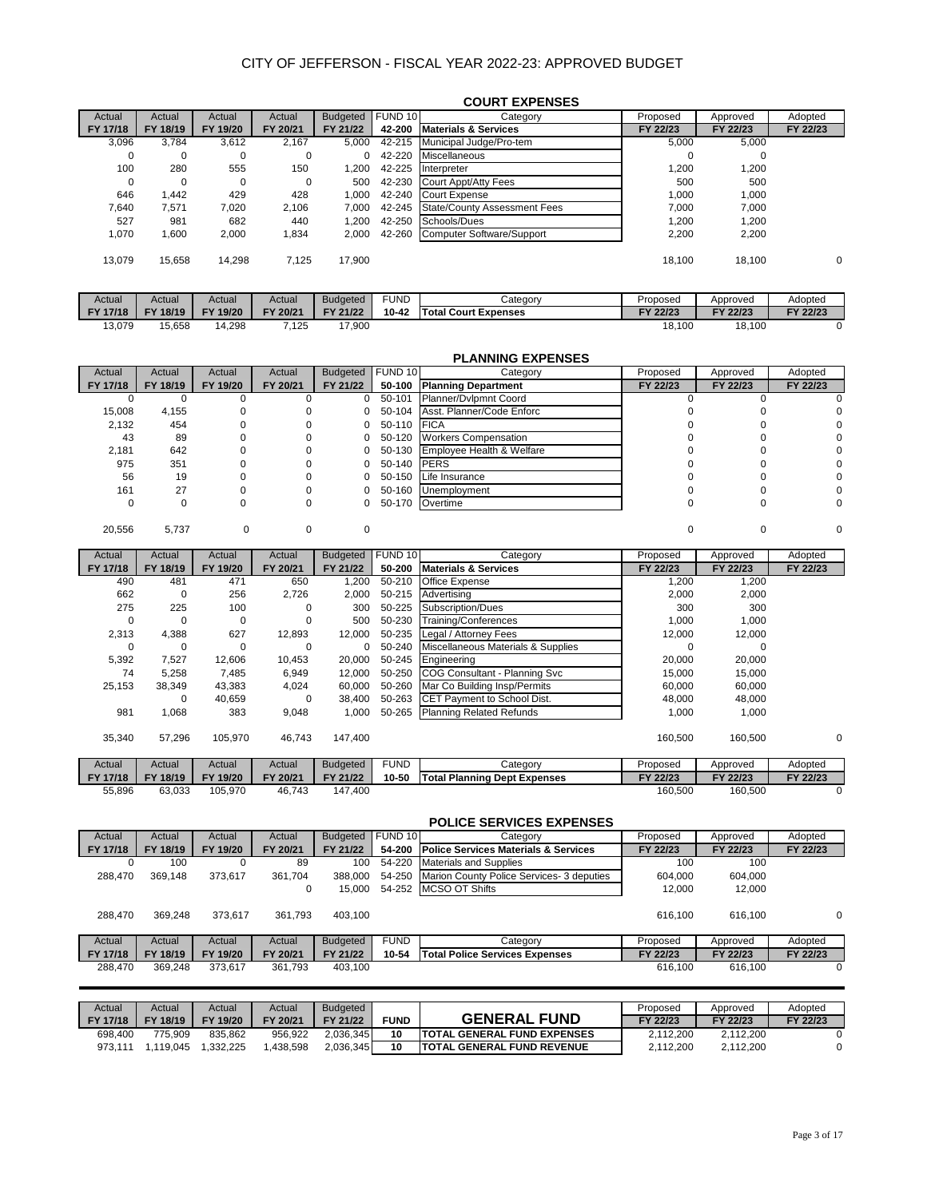# CITY OF JEFFERSON - FISCAL YEAR 2022-23: APPROVED BUDGET

## COURT EXPENSES

| Actual FY 17/18 | Actual FY 18/19 | Actual FY 19/20 | Actual FY 20/21 | Budgeted FY 21/22 | FUND 10 42-200 | Category Materials & Services | Proposed FY 22/23 | Approved FY 22/23 | Adopted FY 22/23 |
|---|---|---|---|---|---|---|---|---|---|
| 3,096 | 3,784 | 3,612 | 2,167 | 5,000 | 42-215 | Municipal Judge/Pro-tem | 5,000 | 5,000 | |
| 0 | 0 | 0 | 0 | 0 | 42-220 | Miscellaneous | 0 | 0 | |
| 100 | 280 | 555 | 150 | 1,200 | 42-225 | Interpreter | 1,200 | 1,200 | |
| 0 | 0 | 0 | 0 | 500 | 42-230 | Court Appt/Atty Fees | 500 | 500 | |
| 646 | 1,442 | 429 | 428 | 1,000 | 42-240 | Court Expense | 1,000 | 1,000 | |
| 7,640 | 7,571 | 7,020 | 2,106 | 7,000 | 42-245 | State/County Assessment Fees | 7,000 | 7,000 | |
| 527 | 981 | 682 | 440 | 1,200 | 42-250 | Schools/Dues | 1,200 | 1,200 | |
| 1,070 | 1,600 | 2,000 | 1,834 | 2,000 | 42-260 | Computer Software/Support | 2,200 | 2,200 | |
| 13,079 | 15,658 | 14,298 | 7,125 | 17,900 | | | 18,100 | 18,100 | 0 |

| Actual FY 17/18 | Actual FY 18/19 | Actual FY 19/20 | Actual FY 20/21 | Budgeted FY 21/22 | FUND 10-42 | Category Total Court Expenses | Proposed FY 22/23 | Approved FY 22/23 | Adopted FY 22/23 |
|---|---|---|---|---|---|---|---|---|---|
| 13,079 | 15,658 | 14,298 | 7,125 | 17,900 | | | 18,100 | 18,100 | 0 |

## PLANNING EXPENSES

| Actual FY 17/18 | Actual FY 18/19 | Actual FY 19/20 | Actual FY 20/21 | Budgeted FY 21/22 | FUND 10 50-100 | Category Planning Department | Proposed FY 22/23 | Approved FY 22/23 | Adopted FY 22/23 |
|---|---|---|---|---|---|---|---|---|---|
| 0 | 0 | 0 | 0 | 0 | 50-101 | Planner/Dvlpmnt Coord | 0 | 0 | 0 |
| 15,008 | 4,155 | 0 | 0 | 0 | 50-104 | Asst. Planner/Code Enforc | 0 | 0 | 0 |
| 2,132 | 454 | 0 | 0 | 0 | 50-110 | FICA | 0 | 0 | 0 |
| 43 | 89 | 0 | 0 | 0 | 50-120 | Workers Compensation | 0 | 0 | 0 |
| 2,181 | 642 | 0 | 0 | 0 | 50-130 | Employee Health & Welfare | 0 | 0 | 0 |
| 975 | 351 | 0 | 0 | 0 | 50-140 | PERS | 0 | 0 | 0 |
| 56 | 19 | 0 | 0 | 0 | 50-150 | Life Insurance | 0 | 0 | 0 |
| 161 | 27 | 0 | 0 | 0 | 50-160 | Unemployment | 0 | 0 | 0 |
| 0 | 0 | 0 | 0 | 0 | 50-170 | Overtime | 0 | 0 | 0 |
| 20,556 | 5,737 | 0 | 0 | 0 | | | 0 | 0 | 0 |

| Actual FY 17/18 | Actual FY 18/19 | Actual FY 19/20 | Actual FY 20/21 | Budgeted FY 21/22 | FUND 10 50-200 | Category Materials & Services | Proposed FY 22/23 | Approved FY 22/23 | Adopted FY 22/23 |
|---|---|---|---|---|---|---|---|---|---|
| 490 | 481 | 471 | 650 | 1,200 | 50-210 | Office Expense | 1,200 | 1,200 | |
| 662 | 0 | 256 | 2,726 | 2,000 | 50-215 | Advertising | 2,000 | 2,000 | |
| 275 | 225 | 100 | 0 | 300 | 50-225 | Subscription/Dues | 300 | 300 | |
| 0 | 0 | 0 | 0 | 500 | 50-230 | Training/Conferences | 1,000 | 1,000 | |
| 2,313 | 4,388 | 627 | 12,893 | 12,000 | 50-235 | Legal / Attorney Fees | 12,000 | 12,000 | |
| 0 | 0 | 0 | 0 | 0 | 50-240 | Miscellaneous Materials & Supplies | 0 | 0 | |
| 5,392 | 7,527 | 12,606 | 10,453 | 20,000 | 50-245 | Engineering | 20,000 | 20,000 | |
| 74 | 5,258 | 7,485 | 6,949 | 12,000 | 50-250 | COG Consultant - Planning Svc | 15,000 | 15,000 | |
| 25,153 | 38,349 | 43,383 | 4,024 | 60,000 | 50-260 | Mar Co Building Insp/Permits | 60,000 | 60,000 | |
| | 0 | 40,659 | 0 | 38,400 | 50-263 | CET Payment to School Dist. | 48,000 | 48,000 | |
| 981 | 1,068 | 383 | 9,048 | 1,000 | 50-265 | Planning Related Refunds | 1,000 | 1,000 | |
| 35,340 | 57,296 | 105,970 | 46,743 | 147,400 | | | 160,500 | 160,500 | 0 |

| Actual FY 17/18 | Actual FY 18/19 | Actual FY 19/20 | Actual FY 20/21 | Budgeted FY 21/22 | FUND 10-50 | Category Total Planning Dept Expenses | Proposed FY 22/23 | Approved FY 22/23 | Adopted FY 22/23 |
|---|---|---|---|---|---|---|---|---|---|
| 55,896 | 63,033 | 105,970 | 46,743 | 147,400 | | | 160,500 | 160,500 | 0 |

## POLICE SERVICES EXPENSES

| Actual FY 17/18 | Actual FY 18/19 | Actual FY 19/20 | Actual FY 20/21 | Budgeted FY 21/22 | FUND 10 54-200 | Category Police Services Materials & Services | Proposed FY 22/23 | Approved FY 22/23 | Adopted FY 22/23 |
|---|---|---|---|---|---|---|---|---|---|
| 0 | 100 | 0 | 89 | 100 | 54-220 | Materials and Supplies | 100 | 100 | |
| 288,470 | 369,148 | 373,617 | 361,704 | 388,000 | 54-250 | Marion County Police Services- 3 deputies | 604,000 | 604,000 | |
| | | | 0 | 15,000 | 54-252 | MCSO OT Shifts | 12,000 | 12,000 | |
| 288,470 | 369,248 | 373,617 | 361,793 | 403,100 | | | 616,100 | 616,100 | 0 |

| Actual FY 17/18 | Actual FY 18/19 | Actual FY 19/20 | Actual FY 20/21 | Budgeted FY 21/22 | FUND 10-54 | Category Total Police Services Expenses | Proposed FY 22/23 | Approved FY 22/23 | Adopted FY 22/23 |
|---|---|---|---|---|---|---|---|---|---|
| 288,470 | 369,248 | 373,617 | 361,793 | 403,100 | | | 616,100 | 616,100 | 0 |

| Actual FY 17/18 | Actual FY 18/19 | Actual FY 19/20 | Actual FY 20/21 | Budgeted FY 21/22 | FUND | GENERAL FUND | Proposed FY 22/23 | Approved FY 22/23 | Adopted FY 22/23 |
|---|---|---|---|---|---|---|---|---|---|
| 698,400 | 775,909 | 835,862 | 956,922 | 2,036,345 | 10 | TOTAL GENERAL FUND EXPENSES | 2,112,200 | 2,112,200 | 0 |
| 973,111 | 1,119,045 | 1,332,225 | 1,438,598 | 2,036,345 | 10 | TOTAL GENERAL FUND REVENUE | 2,112,200 | 2,112,200 | 0 |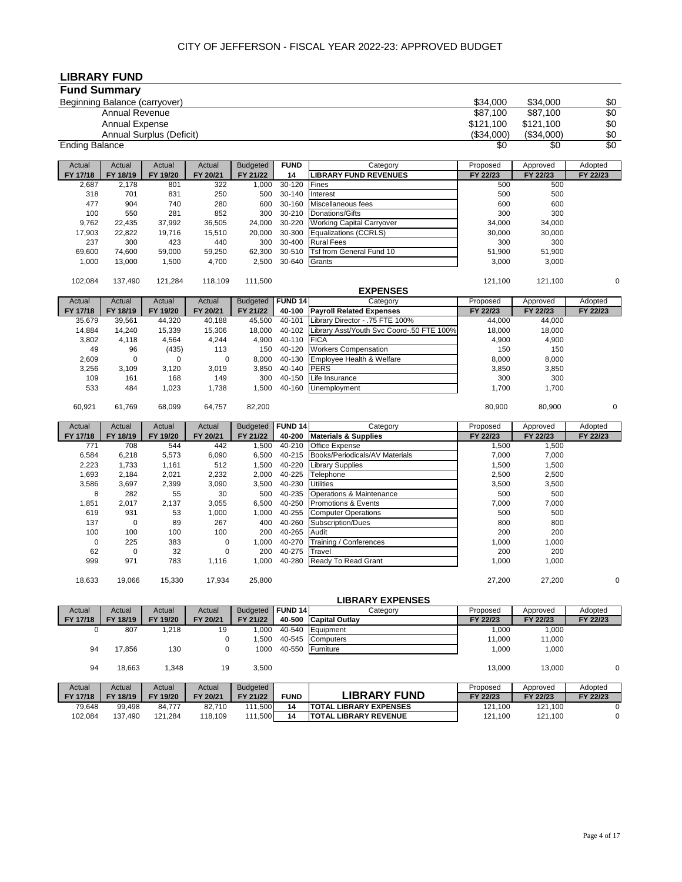CITY OF JEFFERSON - FISCAL YEAR 2022-23: APPROVED BUDGET

## LIBRARY FUND

### Fund Summary

| | | | |
|---|---|---|---|
| Beginning Balance (carryover) | $34,000 | $34,000 | $0 |
| Annual Revenue | $87,100 | $87,100 | $0 |
| Annual Expense | $121,100 | $121,100 | $0 |
| Annual Surplus (Deficit) | ($34,000) | ($34,000) | $0 |
| Ending Balance | $0 | $0 | $0 |

| Actual FY 17/18 | Actual FY 18/19 | Actual FY 19/20 | Actual FY 20/21 | Budgeted FY 21/22 | FUND 14 | Category LIBRARY FUND REVENUES | Proposed FY 22/23 | Approved FY 22/23 | Adopted FY 22/23 |
|---|---|---|---|---|---|---|---|---|---|
| 2,687 | 2,178 | 801 | 322 | 1,000 | 30-120 | Fines | 500 | 500 | |
| 318 | 701 | 831 | 250 | 500 | 30-140 | Interest | 500 | 500 | |
| 477 | 904 | 740 | 280 | 600 | 30-160 | Miscellaneous fees | 600 | 600 | |
| 100 | 550 | 281 | 852 | 300 | 30-210 | Donations/Gifts | 300 | 300 | |
| 9,762 | 22,435 | 37,992 | 36,505 | 24,000 | 30-220 | Working Capital Carryover | 34,000 | 34,000 | |
| 17,903 | 22,822 | 19,716 | 15,510 | 20,000 | 30-300 | Equalizations (CCRLS) | 30,000 | 30,000 | |
| 237 | 300 | 423 | 440 | 300 | 30-400 | Rural Fees | 300 | 300 | |
| 69,600 | 74,600 | 59,000 | 59,250 | 62,300 | 30-510 | Tsf from General Fund 10 | 51,900 | 51,900 | |
| 1,000 | 13,000 | 1,500 | 4,700 | 2,500 | 30-640 | Grants | 3,000 | 3,000 | |
| 102,084 | 137,490 | 121,284 | 118,109 | 111,500 | | | 121,100 | 121,100 | 0 |

### EXPENSES

| Actual FY 17/18 | Actual FY 18/19 | Actual FY 19/20 | Actual FY 20/21 | Budgeted FY 21/22 | FUND 14 40-100 | Category Payroll Related Expenses | Proposed FY 22/23 | Approved FY 22/23 | Adopted FY 22/23 |
|---|---|---|---|---|---|---|---|---|---|
| 35,679 | 39,561 | 44,320 | 40,188 | 45,500 | 40-101 | Library Director - .75 FTE 100% | 44,000 | 44,000 | |
| 14,884 | 14,240 | 15,339 | 15,306 | 18,000 | 40-102 | Library Asst/Youth Svc Coord-.50 FTE 100% | 18,000 | 18,000 | |
| 3,802 | 4,118 | 4,564 | 4,244 | 4,900 | 40-110 | FICA | 4,900 | 4,900 | |
| 49 | 96 | (435) | 113 | 150 | 40-120 | Workers Compensation | 150 | 150 | |
| 2,609 | 0 | 0 | 0 | 8,000 | 40-130 | Employee Health & Welfare | 8,000 | 8,000 | |
| 3,256 | 3,109 | 3,120 | 3,019 | 3,850 | 40-140 | PERS | 3,850 | 3,850 | |
| 109 | 161 | 168 | 149 | 300 | 40-150 | Life Insurance | 300 | 300 | |
| 533 | 484 | 1,023 | 1,738 | 1,500 | 40-160 | Unemployment | 1,700 | 1,700 | |
| 60,921 | 61,769 | 68,099 | 64,757 | 82,200 | | | 80,900 | 80,900 | 0 |

| Actual FY 17/18 | Actual FY 18/19 | Actual FY 19/20 | Actual FY 20/21 | Budgeted FY 21/22 | FUND 14 40-200 | Category Materials & Supplies | Proposed FY 22/23 | Approved FY 22/23 | Adopted FY 22/23 |
|---|---|---|---|---|---|---|---|---|---|
| 771 | 708 | 544 | 442 | 1,500 | 40-210 | Office Expense | 1,500 | 1,500 | |
| 6,584 | 6,218 | 5,573 | 6,090 | 6,500 | 40-215 | Books/Periodicals/AV Materials | 7,000 | 7,000 | |
| 2,223 | 1,733 | 1,161 | 512 | 1,500 | 40-220 | Library Supplies | 1,500 | 1,500 | |
| 1,693 | 2,184 | 2,021 | 2,232 | 2,000 | 40-225 | Telephone | 2,500 | 2,500 | |
| 3,586 | 3,697 | 2,399 | 3,090 | 3,500 | 40-230 | Utilities | 3,500 | 3,500 | |
| 8 | 282 | 55 | 30 | 500 | 40-235 | Operations & Maintenance | 500 | 500 | |
| 1,851 | 2,017 | 2,137 | 3,055 | 6,500 | 40-250 | Promotions & Events | 7,000 | 7,000 | |
| 619 | 931 | 53 | 1,000 | 1,000 | 40-255 | Computer Operations | 500 | 500 | |
| 137 | 0 | 89 | 267 | 400 | 40-260 | Subscription/Dues | 800 | 800 | |
| 100 | 100 | 100 | 100 | 200 | 40-265 | Audit | 200 | 200 | |
| 0 | 225 | 383 | 0 | 1,000 | 40-270 | Training / Conferences | 1,000 | 1,000 | |
| 62 | 0 | 32 | 0 | 200 | 40-275 | Travel | 200 | 200 | |
| 999 | 971 | 783 | 1,116 | 1,000 | 40-280 | Ready To Read Grant | 1,000 | 1,000 | |
| 18,633 | 19,066 | 15,330 | 17,934 | 25,800 | | | 27,200 | 27,200 | 0 |

### LIBRARY EXPENSES

| Actual FY 17/18 | Actual FY 18/19 | Actual FY 19/20 | Actual FY 20/21 | Budgeted FY 21/22 | FUND 14 40-500 | Category Capital Outlay | Proposed FY 22/23 | Approved FY 22/23 | Adopted FY 22/23 |
|---|---|---|---|---|---|---|---|---|---|
| 0 | 807 | 1,218 | 19 | 1,000 | 40-540 | Equipment | 1,000 | 1,000 | |
| | | | 0 | 1,500 | 40-545 | Computers | 11,000 | 11,000 | |
| 94 | 17,856 | 130 | 0 | 1000 | 40-550 | Furniture | 1,000 | 1,000 | |
| 94 | 18,663 | 1,348 | 19 | 3,500 | | | 13,000 | 13,000 | 0 |

| Actual FY 17/18 | Actual FY 18/19 | Actual FY 19/20 | Actual FY 20/21 | Budgeted FY 21/22 | FUND | LIBRARY FUND | Proposed FY 22/23 | Approved FY 22/23 | Adopted FY 22/23 |
|---|---|---|---|---|---|---|---|---|---|
| 79,648 | 99,498 | 84,777 | 82,710 | 111,500 | 14 | TOTAL LIBRARY EXPENSES | 121,100 | 121,100 | 0 |
| 102,084 | 137,490 | 121,284 | 118,109 | 111,500 | 14 | TOTAL LIBRARY REVENUE | 121,100 | 121,100 | 0 |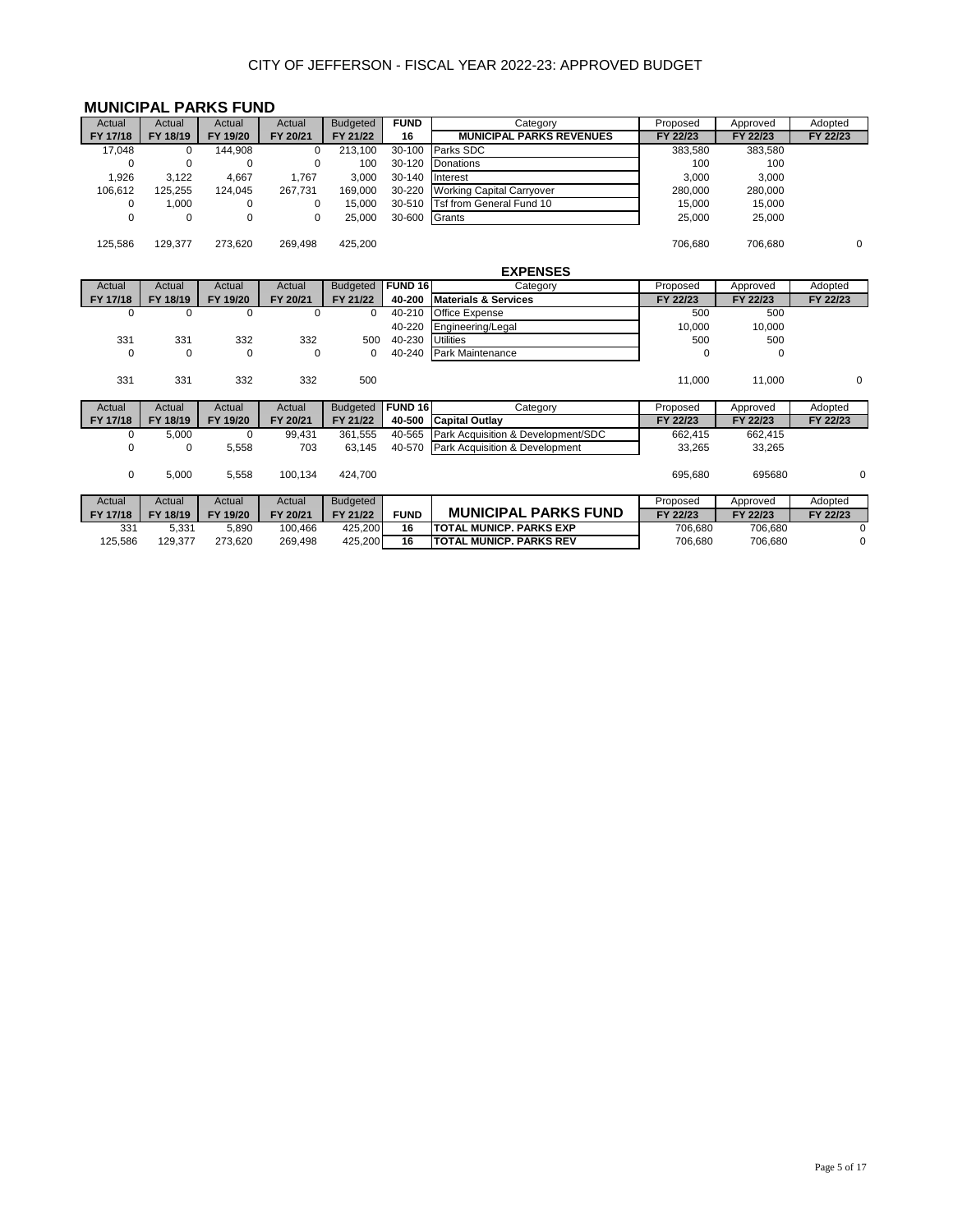CITY OF JEFFERSON - FISCAL YEAR 2022-23: APPROVED BUDGET

## MUNICIPAL PARKS FUND

| Actual FY 17/18 | Actual FY 18/19 | Actual FY 19/20 | Actual FY 20/21 | Budgeted FY 21/22 | FUND 16 | Category MUNICIPAL PARKS REVENUES | Proposed FY 22/23 | Approved FY 22/23 | Adopted FY 22/23 |
|---|---|---|---|---|---|---|---|---|---|
| 17,048 | 0 | 144,908 | 0 | 213,100 | 30-100 | Parks SDC | 383,580 | 383,580 | |
| 0 | 0 | 0 | 0 | 100 | 30-120 | Donations | 100 | 100 | |
| 1,926 | 3,122 | 4,667 | 1,767 | 3,000 | 30-140 | Interest | 3,000 | 3,000 | |
| 106,612 | 125,255 | 124,045 | 267,731 | 169,000 | 30-220 | Working Capital Carryover | 280,000 | 280,000 | |
| 0 | 1,000 | 0 | 0 | 15,000 | 30-510 | Tsf from General Fund 10 | 15,000 | 15,000 | |
| 0 | 0 | 0 | 0 | 25,000 | 30-600 | Grants | 25,000 | 25,000 | |
| 125,586 | 129,377 | 273,620 | 269,498 | 425,200 | | | 706,680 | 706,680 | 0 |

### EXPENSES

| Actual FY 17/18 | Actual FY 18/19 | Actual FY 19/20 | Actual FY 20/21 | Budgeted FY 21/22 | FUND 16 40-200 | Category Materials & Services | Proposed FY 22/23 | Approved FY 22/23 | Adopted FY 22/23 |
|---|---|---|---|---|---|---|---|---|---|
| 0 | 0 | 0 | 0 | 0 | 40-210 | Office Expense | 500 | 500 | |
| | | | | | 40-220 | Engineering/Legal | 10,000 | 10,000 | |
| 331 | 331 | 332 | 332 | 500 | 40-230 | Utilities | 500 | 500 | |
| 0 | 0 | 0 | 0 | 0 | 40-240 | Park Maintenance | 0 | 0 | |
| 331 | 331 | 332 | 332 | 500 | | | 11,000 | 11,000 | 0 |

| Actual FY 17/18 | Actual FY 18/19 | Actual FY 19/20 | Actual FY 20/21 | Budgeted FY 21/22 | FUND 16 40-500 | Category Capital Outlay | Proposed FY 22/23 | Approved FY 22/23 | Adopted FY 22/23 |
|---|---|---|---|---|---|---|---|---|---|
| 0 | 5,000 | 0 | 99,431 | 361,555 | 40-565 | Park Acquisition & Development/SDC | 662,415 | 662,415 | |
| 0 | 0 | 5,558 | 703 | 63,145 | 40-570 | Park Acquisition & Development | 33,265 | 33,265 | |
| 0 | 5,000 | 5,558 | 100,134 | 424,700 | | | 695,680 | 695680 | 0 |

| Actual FY 17/18 | Actual FY 18/19 | Actual FY 19/20 | Actual FY 20/21 | Budgeted FY 21/22 | FUND | MUNICIPAL PARKS FUND | Proposed FY 22/23 | Approved FY 22/23 | Adopted FY 22/23 |
|---|---|---|---|---|---|---|---|---|---|
| 331 | 5,331 | 5,890 | 100,466 | 425,200 | 16 | TOTAL MUNICP. PARKS EXP | 706,680 | 706,680 | 0 |
| 125,586 | 129,377 | 273,620 | 269,498 | 425,200 | 16 | TOTAL MUNICP. PARKS REV | 706,680 | 706,680 | 0 |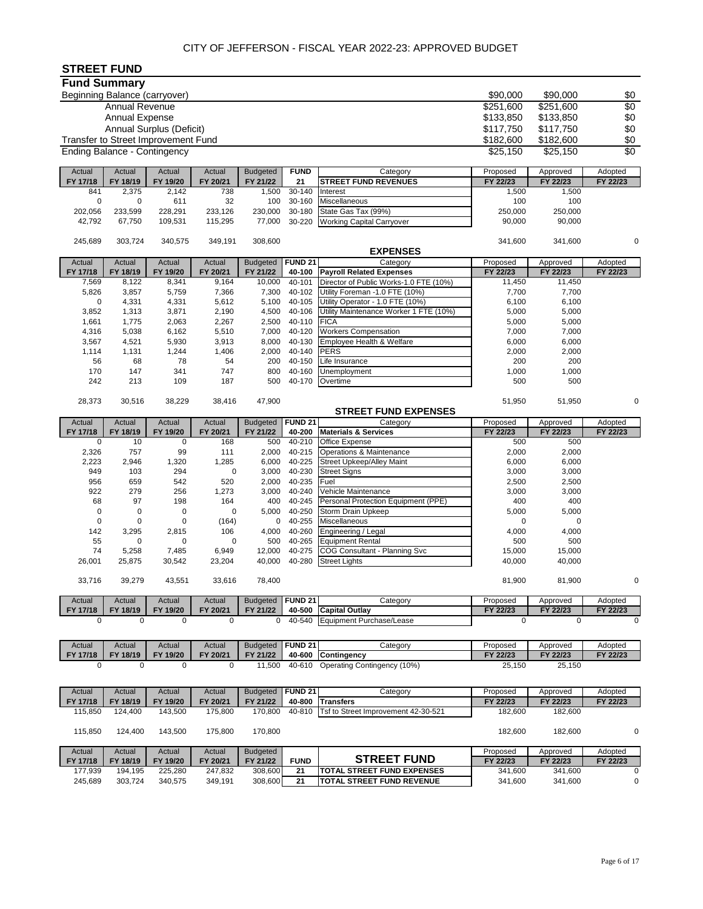CITY OF JEFFERSON - FISCAL YEAR 2022-23: APPROVED BUDGET

# STREET FUND

## Fund Summary

| | | | |
|---|---|---|---|
| Beginning Balance (carryover) | $90,000 | $90,000 | $0 |
| Annual Revenue | $251,600 | $251,600 | $0 |
| Annual Expense | $133,850 | $133,850 | $0 |
| Annual Surplus (Deficit) | $117,750 | $117,750 | $0 |
| Transfer to Street Improvement Fund | $182,600 | $182,600 | $0 |
| Ending Balance - Contingency | $25,150 | $25,150 | $0 |

| Actual FY 17/18 | Actual FY 18/19 | Actual FY 19/20 | Actual FY 20/21 | Budgeted FY 21/22 | FUND 21 | Category STREET FUND REVENUES | Proposed FY 22/23 | Approved FY 22/23 | Adopted FY 22/23 |
|---|---|---|---|---|---|---|---|---|---|
| 841 | 2,375 | 2,142 | 738 | 1,500 | 30-140 | Interest | 1,500 | 1,500 | |
| 0 | 0 | 611 | 32 | 100 | 30-160 | Miscellaneous | 100 | 100 | |
| 202,056 | 233,599 | 228,291 | 233,126 | 230,000 | 30-180 | State Gas Tax (99%) | 250,000 | 250,000 | |
| 42,792 | 67,750 | 109,531 | 115,295 | 77,000 | 30-220 | Working Capital Carryover | 90,000 | 90,000 | |
| 245,689 | 303,724 | 340,575 | 349,191 | 308,600 | | | 341,600 | 341,600 | 0 |

### EXPENSES

| Actual FY 17/18 | Actual FY 18/19 | Actual FY 19/20 | Actual FY 20/21 | Budgeted FY 21/22 | FUND 21 40-100 | Category Payroll Related Expenses | Proposed FY 22/23 | Approved FY 22/23 | Adopted FY 22/23 |
|---|---|---|---|---|---|---|---|---|---|
| 7,569 | 8,122 | 8,341 | 9,164 | 10,000 | 40-101 | Director of Public Works-1.0 FTE (10%) | 11,450 | 11,450 | |
| 5,826 | 3,857 | 5,759 | 7,366 | 7,300 | 40-102 | Utility Foreman -1.0 FTE (10%) | 7,700 | 7,700 | |
| 0 | 4,331 | 4,331 | 5,612 | 5,100 | 40-105 | Utility Operator - 1.0 FTE (10%) | 6,100 | 6,100 | |
| 3,852 | 1,313 | 3,871 | 2,190 | 4,500 | 40-106 | Utility Maintenance Worker 1 FTE (10%) | 5,000 | 5,000 | |
| 1,661 | 1,775 | 2,063 | 2,267 | 2,500 | 40-110 | FICA | 5,000 | 5,000 | |
| 4,316 | 5,038 | 6,162 | 5,510 | 7,000 | 40-120 | Workers Compensation | 7,000 | 7,000 | |
| 3,567 | 4,521 | 5,930 | 3,913 | 8,000 | 40-130 | Employee Health & Welfare | 6,000 | 6,000 | |
| 1,114 | 1,131 | 1,244 | 1,406 | 2,000 | 40-140 | PERS | 2,000 | 2,000 | |
| 56 | 68 | 78 | 54 | 200 | 40-150 | Life Insurance | 200 | 200 | |
| 170 | 147 | 341 | 747 | 800 | 40-160 | Unemployment | 1,000 | 1,000 | |
| 242 | 213 | 109 | 187 | 500 | 40-170 | Overtime | 500 | 500 | |
| 28,373 | 30,516 | 38,229 | 38,416 | 47,900 | | | 51,950 | 51,950 | 0 |

### STREET FUND EXPENSES

| Actual FY 17/18 | Actual FY 18/19 | Actual FY 19/20 | Actual FY 20/21 | Budgeted FY 21/22 | FUND 21 40-200 | Category Materials & Services | Proposed FY 22/23 | Approved FY 22/23 | Adopted FY 22/23 |
|---|---|---|---|---|---|---|---|---|---|
| 0 | 10 | 0 | 168 | 500 | 40-210 | Office Expense | 500 | 500 | |
| 2,326 | 757 | 99 | 111 | 2,000 | 40-215 | Operations & Maintenance | 2,000 | 2,000 | |
| 2,223 | 2,946 | 1,320 | 1,285 | 6,000 | 40-225 | Street Upkeep/Alley Maint | 6,000 | 6,000 | |
| 949 | 103 | 294 | 0 | 3,000 | 40-230 | Street Signs | 3,000 | 3,000 | |
| 956 | 659 | 542 | 520 | 2,000 | 40-235 | Fuel | 2,500 | 2,500 | |
| 922 | 279 | 256 | 1,273 | 3,000 | 40-240 | Vehicle Maintenance | 3,000 | 3,000 | |
| 68 | 97 | 198 | 164 | 400 | 40-245 | Personal Protection Equipment (PPE) | 400 | 400 | |
| 0 | 0 | 0 | 0 | 5,000 | 40-250 | Storm Drain Upkeep | 5,000 | 5,000 | |
| 0 | 0 | 0 | (164) | 0 | 40-255 | Miscellaneous | 0 | 0 | |
| 142 | 3,295 | 2,815 | 106 | 4,000 | 40-260 | Engineering / Legal | 4,000 | 4,000 | |
| 55 | 0 | 0 | 0 | 500 | 40-265 | Equipment Rental | 500 | 500 | |
| 74 | 5,258 | 7,485 | 6,949 | 12,000 | 40-275 | COG Consultant - Planning Svc | 15,000 | 15,000 | |
| 26,001 | 25,875 | 30,542 | 23,204 | 40,000 | 40-280 | Street Lights | 40,000 | 40,000 | |
| 33,716 | 39,279 | 43,551 | 33,616 | 78,400 | | | 81,900 | 81,900 | 0 |

| Actual FY 17/18 | Actual FY 18/19 | Actual FY 19/20 | Actual FY 20/21 | Budgeted FY 21/22 | FUND 21 40-500 | Category Capital Outlay | Proposed FY 22/23 | Approved FY 22/23 | Adopted FY 22/23 |
|---|---|---|---|---|---|---|---|---|---|
| 0 | 0 | 0 | 0 | 0 | 40-540 | Equipment Purchase/Lease | 0 | 0 | 0 |

| Actual FY 17/18 | Actual FY 18/19 | Actual FY 19/20 | Actual FY 20/21 | Budgeted FY 21/22 | FUND 21 40-600 | Category Contingency | Proposed FY 22/23 | Approved FY 22/23 | Adopted FY 22/23 |
|---|---|---|---|---|---|---|---|---|---|
| 0 | 0 | 0 | 0 | 11,500 | 40-610 | Operating Contingency (10%) | 25,150 | 25,150 | |

| Actual FY 17/18 | Actual FY 18/19 | Actual FY 19/20 | Actual FY 20/21 | Budgeted FY 21/22 | FUND 21 40-800 | Category Transfers | Proposed FY 22/23 | Approved FY 22/23 | Adopted FY 22/23 |
|---|---|---|---|---|---|---|---|---|---|
| 115,850 | 124,400 | 143,500 | 175,800 | 170,800 | 40-810 | Tsf to Street Improvement 42-30-521 | 182,600 | 182,600 | |
| 115,850 | 124,400 | 143,500 | 175,800 | 170,800 | | | 182,600 | 182,600 | 0 |

| Actual FY 17/18 | Actual FY 18/19 | Actual FY 19/20 | Actual FY 20/21 | Budgeted FY 21/22 | FUND | STREET FUND | Proposed FY 22/23 | Approved FY 22/23 | Adopted FY 22/23 |
|---|---|---|---|---|---|---|---|---|---|
| 177,939 | 194,195 | 225,280 | 247,832 | 308,600 | 21 | TOTAL STREET FUND EXPENSES | 341,600 | 341,600 | 0 |
| 245,689 | 303,724 | 340,575 | 349,191 | 308,600 | 21 | TOTAL STREET FUND REVENUE | 341,600 | 341,600 | 0 |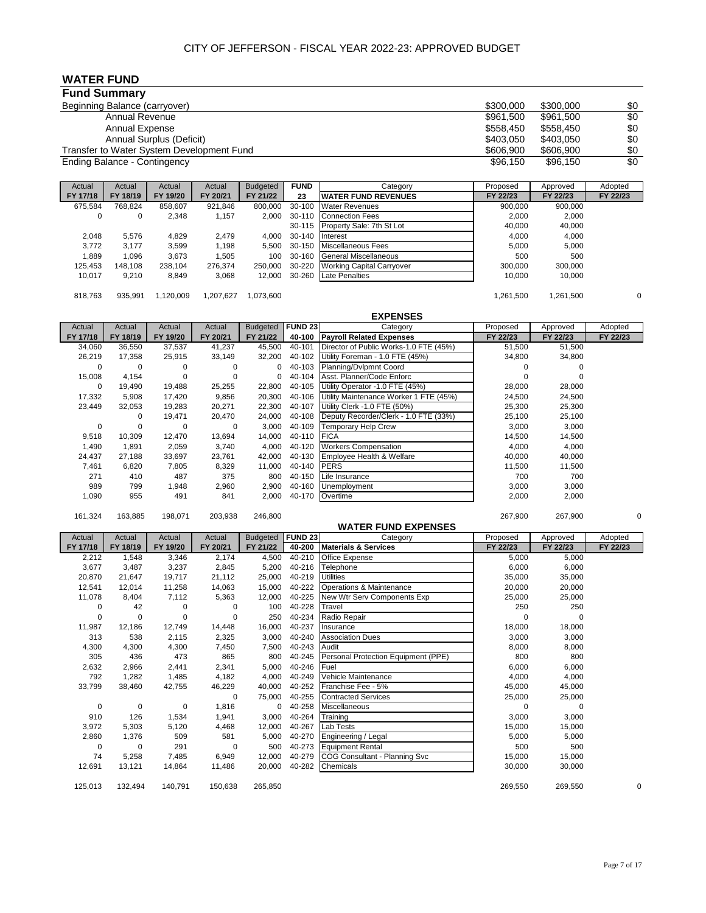CITY OF JEFFERSON - FISCAL YEAR 2022-23: APPROVED BUDGET

## WATER FUND

### Fund Summary

| | | | |
|---|---|---|---|
| Beginning Balance (carryover) | $300,000 | $300,000 | $0 |
| Annual Revenue | $961,500 | $961,500 | $0 |
| Annual Expense | $558,450 | $558,450 | $0 |
| Annual Surplus (Deficit) | $403,050 | $403,050 | $0 |
| Transfer to Water System Development Fund | $606,900 | $606,900 | $0 |
| Ending Balance - Contingency | $96,150 | $96,150 | $0 |

| Actual FY 17/18 | Actual FY 18/19 | Actual FY 19/20 | Actual FY 20/21 | Budgeted FY 21/22 | FUND 23 | Category WATER FUND REVENUES | Proposed FY 22/23 | Approved FY 22/23 | Adopted FY 22/23 |
|---|---|---|---|---|---|---|---|---|---|
| 675,584 | 768,824 | 858,607 | 921,846 | 800,000 | 30-100 | Water Revenues | 900,000 | 900,000 | |
| 0 | 0 | 2,348 | 1,157 | 2,000 | 30-110 | Connection Fees | 2,000 | 2,000 | |
| | | | | | 30-115 | Property Sale: 7th St Lot | 40,000 | 40,000 | |
| 2,048 | 5,576 | 4,829 | 2,479 | 4,000 | 30-140 | Interest | 4,000 | 4,000 | |
| 3,772 | 3,177 | 3,599 | 1,198 | 5,500 | 30-150 | Miscellaneous Fees | 5,000 | 5,000 | |
| 1,889 | 1,096 | 3,673 | 1,505 | 100 | 30-160 | General Miscellaneous | 500 | 500 | |
| 125,453 | 148,108 | 238,104 | 276,374 | 250,000 | 30-220 | Working Capital Carryover | 300,000 | 300,000 | |
| 10,017 | 9,210 | 8,849 | 3,068 | 12,000 | 30-260 | Late Penalties | 10,000 | 10,000 | |
| 818,763 | 935,991 | 1,120,009 | 1,207,627 | 1,073,600 | | | 1,261,500 | 1,261,500 | 0 |

### EXPENSES

| Actual FY 17/18 | Actual FY 18/19 | Actual FY 19/20 | Actual FY 20/21 | Budgeted FY 21/22 | FUND 23 40-100 | Category Payroll Related Expenses | Proposed FY 22/23 | Approved FY 22/23 | Adopted FY 22/23 |
|---|---|---|---|---|---|---|---|---|---|
| 34,060 | 36,550 | 37,537 | 41,237 | 45,500 | 40-101 | Director of Public Works-1.0 FTE (45%) | 51,500 | 51,500 | |
| 26,219 | 17,358 | 25,915 | 33,149 | 32,200 | 40-102 | Utility Foreman - 1.0 FTE (45%) | 34,800 | 34,800 | |
| 0 | 0 | 0 | 0 | 0 | 40-103 | Planning/Dvlpmnt Coord | 0 | 0 | |
| 15,008 | 4,154 | 0 | 0 | 0 | 40-104 | Asst. Planner/Code Enforc | 0 | 0 | |
| 0 | 19,490 | 19,488 | 25,255 | 22,800 | 40-105 | Utility Operator -1.0 FTE (45%) | 28,000 | 28,000 | |
| 17,332 | 5,908 | 17,420 | 9,856 | 20,300 | 40-106 | Utility Maintenance Worker 1 FTE (45%) | 24,500 | 24,500 | |
| 23,449 | 32,053 | 19,283 | 20,271 | 22,300 | 40-107 | Utility Clerk -1.0 FTE (50%) | 25,300 | 25,300 | |
| | 0 | 19,471 | 20,470 | 24,000 | 40-108 | Deputy Recorder/Clerk - 1.0 FTE (33%) | 25,100 | 25,100 | |
| 0 | 0 | 0 | 0 | 3,000 | 40-109 | Temporary Help Crew | 3,000 | 3,000 | |
| 9,518 | 10,309 | 12,470 | 13,694 | 14,000 | 40-110 | FICA | 14,500 | 14,500 | |
| 1,490 | 1,891 | 2,059 | 3,740 | 4,000 | 40-120 | Workers Compensation | 4,000 | 4,000 | |
| 24,437 | 27,188 | 33,697 | 23,761 | 42,000 | 40-130 | Employee Health & Welfare | 40,000 | 40,000 | |
| 7,461 | 6,820 | 7,805 | 8,329 | 11,000 | 40-140 | PERS | 11,500 | 11,500 | |
| 271 | 410 | 487 | 375 | 800 | 40-150 | Life Insurance | 700 | 700 | |
| 989 | 799 | 1,948 | 2,960 | 2,900 | 40-160 | Unemployment | 3,000 | 3,000 | |
| 1,090 | 955 | 491 | 841 | 2,000 | 40-170 | Overtime | 2,000 | 2,000 | |
| 161,324 | 163,885 | 198,071 | 203,938 | 246,800 | | | 267,900 | 267,900 | 0 |

### WATER FUND EXPENSES

| Actual FY 17/18 | Actual FY 18/19 | Actual FY 19/20 | Actual FY 20/21 | Budgeted FY 21/22 | FUND 23 40-200 | Category Materials & Services | Proposed FY 22/23 | Approved FY 22/23 | Adopted FY 22/23 |
|---|---|---|---|---|---|---|---|---|---|
| 2,212 | 1,548 | 3,346 | 2,174 | 4,500 | 40-210 | Office Expense | 5,000 | 5,000 | |
| 3,677 | 3,487 | 3,237 | 2,845 | 5,200 | 40-216 | Telephone | 6,000 | 6,000 | |
| 20,870 | 21,647 | 19,717 | 21,112 | 25,000 | 40-219 | Utilities | 35,000 | 35,000 | |
| 12,541 | 12,014 | 11,258 | 14,063 | 15,000 | 40-222 | Operations & Maintenance | 20,000 | 20,000 | |
| 11,078 | 8,404 | 7,112 | 5,363 | 12,000 | 40-225 | New Wtr Serv Components Exp | 25,000 | 25,000 | |
| 0 | 42 | 0 | 0 | 100 | 40-228 | Travel | 250 | 250 | |
| 0 | 0 | 0 | 0 | 250 | 40-234 | Radio Repair | 0 | 0 | |
| 11,987 | 12,186 | 12,749 | 14,448 | 16,000 | 40-237 | Insurance | 18,000 | 18,000 | |
| 313 | 538 | 2,115 | 2,325 | 3,000 | 40-240 | Association Dues | 3,000 | 3,000 | |
| 4,300 | 4,300 | 4,300 | 7,450 | 7,500 | 40-243 | Audit | 8,000 | 8,000 | |
| 305 | 436 | 473 | 865 | 800 | 40-245 | Personal Protection Equipment (PPE) | 800 | 800 | |
| 2,632 | 2,966 | 2,441 | 2,341 | 5,000 | 40-246 | Fuel | 6,000 | 6,000 | |
| 792 | 1,282 | 1,485 | 4,182 | 4,000 | 40-249 | Vehicle Maintenance | 4,000 | 4,000 | |
| 33,799 | 38,460 | 42,755 | 46,229 | 40,000 | 40-252 | Franchise Fee - 5% | 45,000 | 45,000 | |
| | | | 0 | 75,000 | 40-255 | Contracted Services | 25,000 | 25,000 | |
| 0 | 0 | 0 | 1,816 | 0 | 40-258 | Miscellaneous | 0 | 0 | |
| 910 | 126 | 1,534 | 1,941 | 3,000 | 40-264 | Training | 3,000 | 3,000 | |
| 3,972 | 5,303 | 5,120 | 4,468 | 12,000 | 40-267 | Lab Tests | 15,000 | 15,000 | |
| 2,860 | 1,376 | 509 | 581 | 5,000 | 40-270 | Engineering / Legal | 5,000 | 5,000 | |
| 0 | 0 | 291 | 0 | 500 | 40-273 | Equipment Rental | 500 | 500 | |
| 74 | 5,258 | 7,485 | 6,949 | 12,000 | 40-279 | COG Consultant - Planning Svc | 15,000 | 15,000 | |
| 12,691 | 13,121 | 14,864 | 11,486 | 20,000 | 40-282 | Chemicals | 30,000 | 30,000 | |
| 125,013 | 132,494 | 140,791 | 150,638 | 265,850 | | | 269,550 | 269,550 | 0 |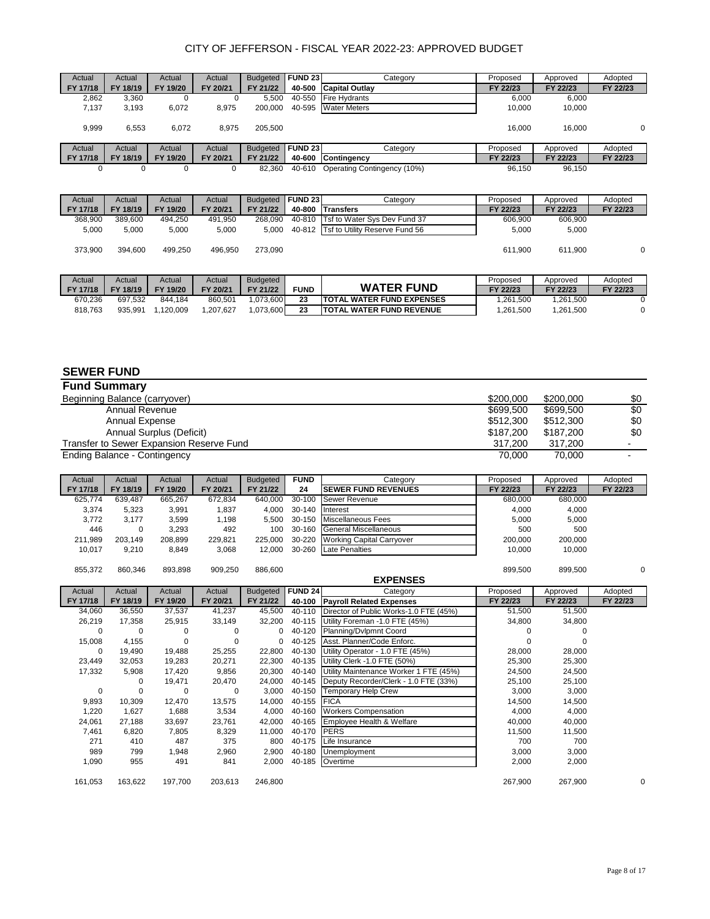# CITY OF JEFFERSON - FISCAL YEAR 2022-23: APPROVED BUDGET

| Actual FY 17/18 | Actual FY 18/19 | Actual FY 19/20 | Actual FY 20/21 | Budgeted FY 21/22 | FUND 23 40-500 | Category Capital Outlay | Proposed FY 22/23 | Approved FY 22/23 | Adopted FY 22/23 |
|---|---|---|---|---|---|---|---|---|---|
| 2,862 | 3,360 | 0 | 0 | 5,500 | 40-550 | Fire Hydrants | 6,000 | 6,000 | |
| 7,137 | 3,193 | 6,072 | 8,975 | 200,000 | 40-595 | Water Meters | 10,000 | 10,000 | |
| 9,999 | 6,553 | 6,072 | 8,975 | 205,500 | | | 16,000 | 16,000 | 0 |

| Actual FY 17/18 | Actual FY 18/19 | Actual FY 19/20 | Actual FY 20/21 | Budgeted FY 21/22 | FUND 23 40-600 | Category Contingency | Proposed FY 22/23 | Approved FY 22/23 | Adopted FY 22/23 |
|---|---|---|---|---|---|---|---|---|---|
| 0 | 0 | 0 | 0 | 82,360 | 40-610 | Operating Contingency (10%) | 96,150 | 96,150 | |

| Actual FY 17/18 | Actual FY 18/19 | Actual FY 19/20 | Actual FY 20/21 | Budgeted FY 21/22 | FUND 23 40-800 | Category Transfers | Proposed FY 22/23 | Approved FY 22/23 | Adopted FY 22/23 |
|---|---|---|---|---|---|---|---|---|---|
| 368,900 | 389,600 | 494,250 | 491,950 | 268,090 | 40-810 | Tsf to Water Sys Dev Fund 37 | 606,900 | 606,900 | |
| 5,000 | 5,000 | 5,000 | 5,000 | 5,000 | 40-812 | Tsf to Utility Reserve Fund 56 | 5,000 | 5,000 | |
| 373,900 | 394,600 | 499,250 | 496,950 | 273,090 | | | 611,900 | 611,900 | 0 |

| Actual FY 17/18 | Actual FY 18/19 | Actual FY 19/20 | Actual FY 20/21 | Budgeted FY 21/22 | FUND | WATER FUND | Proposed FY 22/23 | Approved FY 22/23 | Adopted FY 22/23 |
|---|---|---|---|---|---|---|---|---|---|
| 670,236 | 697,532 | 844,184 | 860,501 | 1,073,600 | 23 | TOTAL WATER FUND EXPENSES | 1,261,500 | 1,261,500 | 0 |
| 818,763 | 935,991 | 1,120,009 | 1,207,627 | 1,073,600 | 23 | TOTAL WATER FUND REVENUE | 1,261,500 | 1,261,500 | 0 |

## SEWER FUND

### Fund Summary

| | Proposed | Approved | Adopted |
|---|---|---|---|
| Beginning Balance (carryover) | $200,000 | $200,000 | $0 |
| Annual Revenue | $699,500 | $699,500 | $0 |
| Annual Expense | $512,300 | $512,300 | $0 |
| Annual Surplus (Deficit) | $187,200 | $187,200 | $0 |
| Transfer to Sewer Expansion Reserve Fund | 317,200 | 317,200 | - |
| Ending Balance - Contingency | 70,000 | 70,000 | - |

| Actual FY 17/18 | Actual FY 18/19 | Actual FY 19/20 | Actual FY 20/21 | Budgeted FY 21/22 | FUND 24 | Category SEWER FUND REVENUES | Proposed FY 22/23 | Approved FY 22/23 | Adopted FY 22/23 |
|---|---|---|---|---|---|---|---|---|---|
| 625,774 | 639,487 | 665,267 | 672,834 | 640,000 | 30-100 | Sewer Revenue | 680,000 | 680,000 | |
| 3,374 | 5,323 | 3,991 | 1,837 | 4,000 | 30-140 | Interest | 4,000 | 4,000 | |
| 3,772 | 3,177 | 3,599 | 1,198 | 5,500 | 30-150 | Miscellaneous Fees | 5,000 | 5,000 | |
| 446 | 0 | 3,293 | 492 | 100 | 30-160 | General Miscellaneous | 500 | 500 | |
| 211,989 | 203,149 | 208,899 | 229,821 | 225,000 | 30-220 | Working Capital Carryover | 200,000 | 200,000 | |
| 10,017 | 9,210 | 8,849 | 3,068 | 12,000 | 30-260 | Late Penalties | 10,000 | 10,000 | |
| 855,372 | 860,346 | 893,898 | 909,250 | 886,600 | | | 899,500 | 899,500 | 0 |

### EXPENSES

| Actual FY 17/18 | Actual FY 18/19 | Actual FY 19/20 | Actual FY 20/21 | Budgeted FY 21/22 | FUND 24 40-100 | Category Payroll Related Expenses | Proposed FY 22/23 | Approved FY 22/23 | Adopted FY 22/23 |
|---|---|---|---|---|---|---|---|---|---|
| 34,060 | 36,550 | 37,537 | 41,237 | 45,500 | 40-110 | Director of Public Works-1.0 FTE (45%) | 51,500 | 51,500 | |
| 26,219 | 17,358 | 25,915 | 33,149 | 32,200 | 40-115 | Utility Foreman -1.0 FTE (45%) | 34,800 | 34,800 | |
| 0 | 0 | 0 | 0 | 0 | 40-120 | Planning/Dvlpmnt Coord | 0 | 0 | |
| 15,008 | 4,155 | 0 | 0 | 0 | 40-125 | Asst. Planner/Code Enforc. | 0 | 0 | |
| 0 | 19,490 | 19,488 | 25,255 | 22,800 | 40-130 | Utility Operator - 1.0 FTE (45%) | 28,000 | 28,000 | |
| 23,449 | 32,053 | 19,283 | 20,271 | 22,300 | 40-135 | Utility Clerk -1.0 FTE (50%) | 25,300 | 25,300 | |
| 17,332 | 5,908 | 17,420 | 9,856 | 20,300 | 40-140 | Utility Maintenance Worker 1 FTE (45%) | 24,500 | 24,500 | |
| | 0 | 19,471 | 20,470 | 24,000 | 40-145 | Deputy Recorder/Clerk - 1.0 FTE (33%) | 25,100 | 25,100 | |
| 0 | 0 | 0 | 0 | 3,000 | 40-150 | Temporary Help Crew | 3,000 | 3,000 | |
| 9,893 | 10,309 | 12,470 | 13,575 | 14,000 | 40-155 | FICA | 14,500 | 14,500 | |
| 1,220 | 1,627 | 1,688 | 3,534 | 4,000 | 40-160 | Workers Compensation | 4,000 | 4,000 | |
| 24,061 | 27,188 | 33,697 | 23,761 | 42,000 | 40-165 | Employee Health & Welfare | 40,000 | 40,000 | |
| 7,461 | 6,820 | 7,805 | 8,329 | 11,000 | 40-170 | PERS | 11,500 | 11,500 | |
| 271 | 410 | 487 | 375 | 800 | 40-175 | Life Insurance | 700 | 700 | |
| 989 | 799 | 1,948 | 2,960 | 2,900 | 40-180 | Unemployment | 3,000 | 3,000 | |
| 1,090 | 955 | 491 | 841 | 2,000 | 40-185 | Overtime | 2,000 | 2,000 | |
| 161,053 | 163,622 | 197,700 | 203,613 | 246,800 | | | 267,900 | 267,900 | 0 |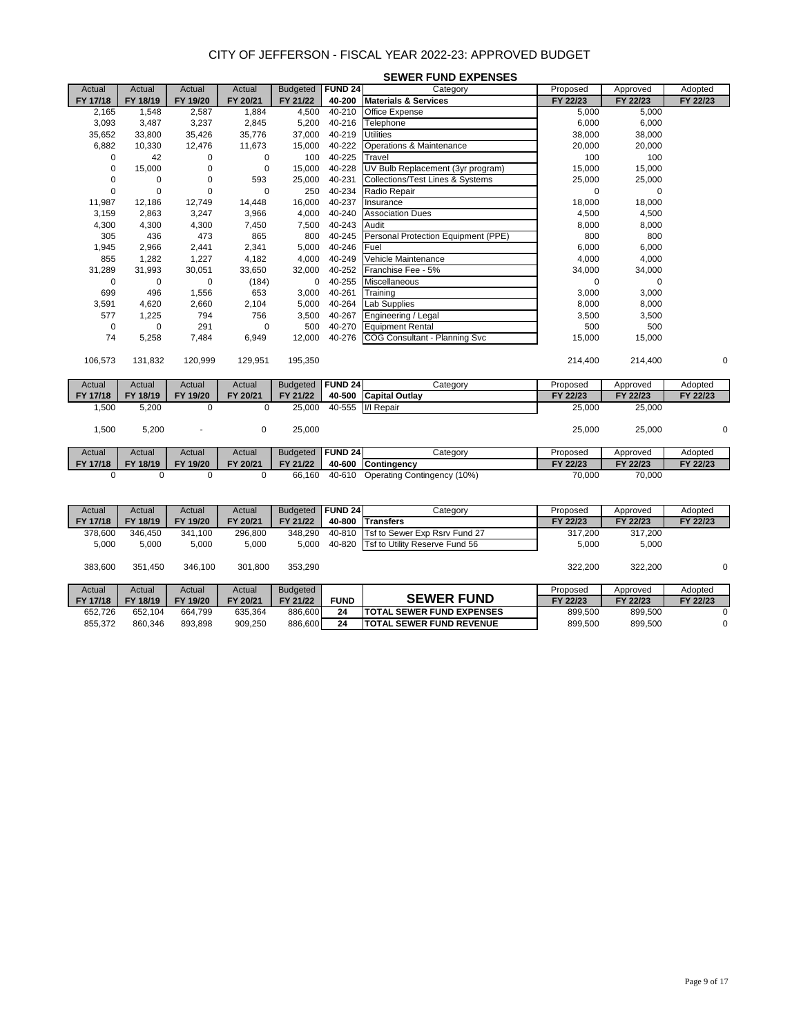# CITY OF JEFFERSON - FISCAL YEAR 2022-23: APPROVED BUDGET

## SEWER FUND EXPENSES

| Actual FY 17/18 | Actual FY 18/19 | Actual FY 19/20 | Actual FY 20/21 | Budgeted FY 21/22 | FUND 24 40-200 | Category **Materials & Services** | Proposed FY 22/23 | Approved FY 22/23 | Adopted FY 22/23 |
|---|---|---|---|---|---|---|---|---|---|
| 2,165 | 1,548 | 2,587 | 1,884 | 4,500 | 40-210 | Office Expense | 5,000 | 5,000 | |
| 3,093 | 3,487 | 3,237 | 2,845 | 5,200 | 40-216 | Telephone | 6,000 | 6,000 | |
| 35,652 | 33,800 | 35,426 | 35,776 | 37,000 | 40-219 | Utilities | 38,000 | 38,000 | |
| 6,882 | 10,330 | 12,476 | 11,673 | 15,000 | 40-222 | Operations & Maintenance | 20,000 | 20,000 | |
| 0 | 42 | 0 | 0 | 100 | 40-225 | Travel | 100 | 100 | |
| 0 | 15,000 | 0 | 0 | 15,000 | 40-228 | UV Bulb Replacement (3yr program) | 15,000 | 15,000 | |
| 0 | 0 | 0 | 593 | 25,000 | 40-231 | Collections/Test Lines & Systems | 25,000 | 25,000 | |
| 0 | 0 | 0 | 0 | 250 | 40-234 | Radio Repair | 0 | 0 | |
| 11,987 | 12,186 | 12,749 | 14,448 | 16,000 | 40-237 | Insurance | 18,000 | 18,000 | |
| 3,159 | 2,863 | 3,247 | 3,966 | 4,000 | 40-240 | Association Dues | 4,500 | 4,500 | |
| 4,300 | 4,300 | 4,300 | 7,450 | 7,500 | 40-243 | Audit | 8,000 | 8,000 | |
| 305 | 436 | 473 | 865 | 800 | 40-245 | Personal Protection Equipment (PPE) | 800 | 800 | |
| 1,945 | 2,966 | 2,441 | 2,341 | 5,000 | 40-246 | Fuel | 6,000 | 6,000 | |
| 855 | 1,282 | 1,227 | 4,182 | 4,000 | 40-249 | Vehicle Maintenance | 4,000 | 4,000 | |
| 31,289 | 31,993 | 30,051 | 33,650 | 32,000 | 40-252 | Franchise Fee - 5% | 34,000 | 34,000 | |
| 0 | 0 | 0 | (184) | 0 | 40-255 | Miscellaneous | 0 | 0 | |
| 699 | 496 | 1,556 | 653 | 3,000 | 40-261 | Training | 3,000 | 3,000 | |
| 3,591 | 4,620 | 2,660 | 2,104 | 5,000 | 40-264 | Lab Supplies | 8,000 | 8,000 | |
| 577 | 1,225 | 794 | 756 | 3,500 | 40-267 | Engineering / Legal | 3,500 | 3,500 | |
| 0 | 0 | 291 | 0 | 500 | 40-270 | Equipment Rental | 500 | 500 | |
| 74 | 5,258 | 7,484 | 6,949 | 12,000 | 40-276 | COG Consultant - Planning Svc | 15,000 | 15,000 | |
| 106,573 | 131,832 | 120,999 | 129,951 | 195,350 | | | 214,400 | 214,400 | 0 |

| Actual FY 17/18 | Actual FY 18/19 | Actual FY 19/20 | Actual FY 20/21 | Budgeted FY 21/22 | FUND 24 40-500 | Category **Capital Outlay** | Proposed FY 22/23 | Approved FY 22/23 | Adopted FY 22/23 |
|---|---|---|---|---|---|---|---|---|---|
| 1,500 | 5,200 | 0 | 0 | 25,000 | 40-555 | I/I Repair | 25,000 | 25,000 | |
| 1,500 | 5,200 | - | 0 | 25,000 | | | 25,000 | 25,000 | 0 |

| Actual FY 17/18 | Actual FY 18/19 | Actual FY 19/20 | Actual FY 20/21 | Budgeted FY 21/22 | FUND 24 40-600 | Category **Contingency** | Proposed FY 22/23 | Approved FY 22/23 | Adopted FY 22/23 |
|---|---|---|---|---|---|---|---|---|---|
| 0 | 0 | 0 | 0 | 66,160 | 40-610 | Operating Contingency (10%) | 70,000 | 70,000 | |

| Actual FY 17/18 | Actual FY 18/19 | Actual FY 19/20 | Actual FY 20/21 | Budgeted FY 21/22 | FUND 24 40-800 | Category **Transfers** | Proposed FY 22/23 | Approved FY 22/23 | Adopted FY 22/23 |
|---|---|---|---|---|---|---|---|---|---|
| 378,600 | 346,450 | 341,100 | 296,800 | 348,290 | 40-810 | Tsf to Sewer Exp Rsrv Fund 27 | 317,200 | 317,200 | |
| 5,000 | 5,000 | 5,000 | 5,000 | 5,000 | 40-820 | Tsf to Utility Reserve Fund 56 | 5,000 | 5,000 | |
| 383,600 | 351,450 | 346,100 | 301,800 | 353,290 | | | 322,200 | 322,200 | 0 |

| Actual FY 17/18 | Actual FY 18/19 | Actual FY 19/20 | Actual FY 20/21 | Budgeted FY 21/22 | FUND | **SEWER FUND** | Proposed FY 22/23 | Approved FY 22/23 | Adopted FY 22/23 |
|---|---|---|---|---|---|---|---|---|---|
| 652,726 | 652,104 | 664,799 | 635,364 | 886,600 | 24 | **TOTAL SEWER FUND EXPENSES** | 899,500 | 899,500 | 0 |
| 855,372 | 860,346 | 893,898 | 909,250 | 886,600 | 24 | **TOTAL SEWER FUND REVENUE** | 899,500 | 899,500 | 0 |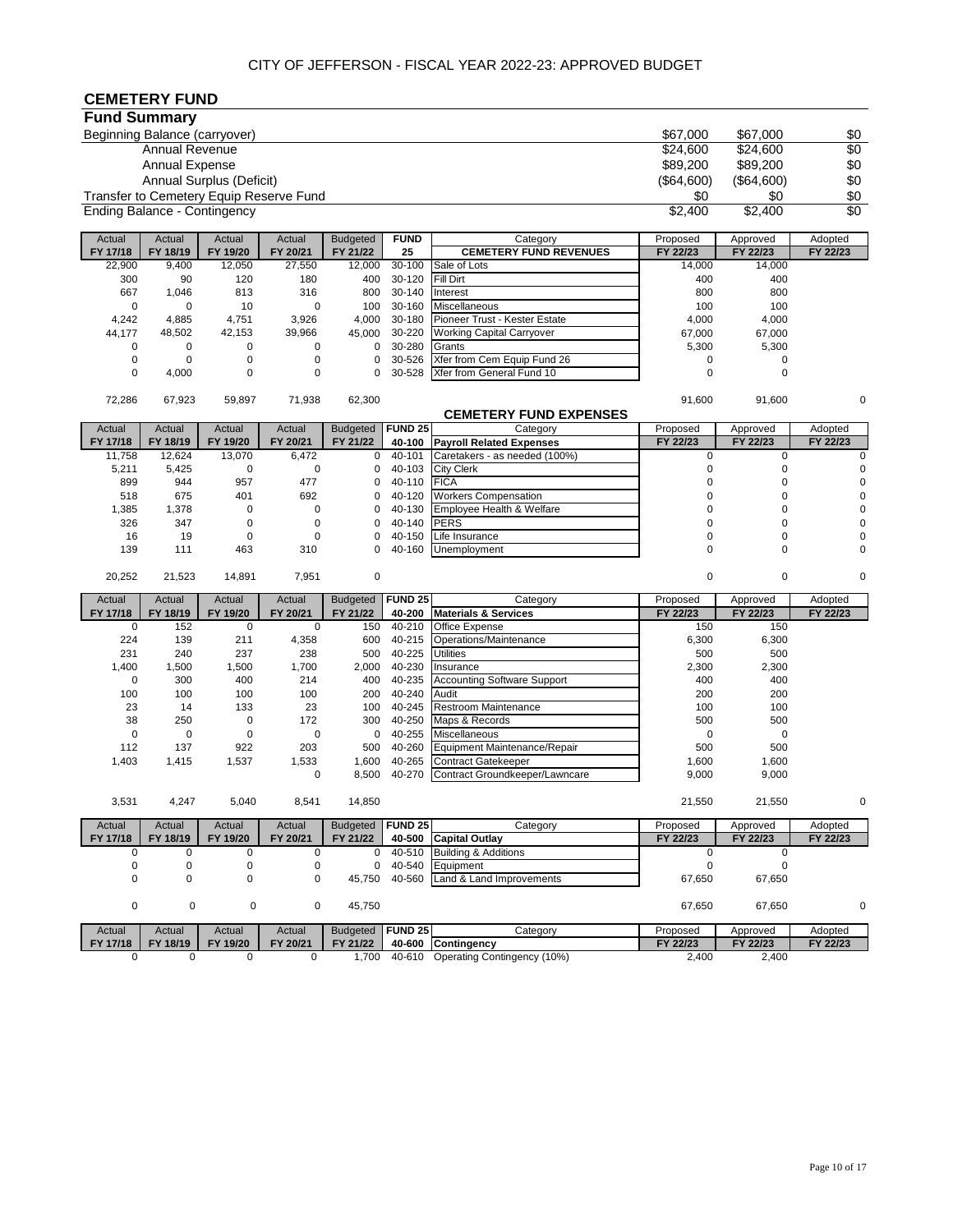CITY OF JEFFERSON - FISCAL YEAR 2022-23: APPROVED BUDGET

## CEMETERY FUND

### Fund Summary

| | | | |
|---|---|---|---|
| Beginning Balance (carryover) | $67,000 | $67,000 | $0 |
| Annual Revenue | $24,600 | $24,600 | $0 |
| Annual Expense | $89,200 | $89,200 | $0 |
| Annual Surplus (Deficit) | ($64,600) | ($64,600) | $0 |
| Transfer to Cemetery Equip Reserve Fund | $0 | $0 | $0 |
| Ending Balance - Contingency | $2,400 | $2,400 | $0 |

| Actual FY 17/18 | Actual FY 18/19 | Actual FY 19/20 | Actual FY 20/21 | Budgeted FY 21/22 | FUND 25 | Category CEMETERY FUND REVENUES | Proposed FY 22/23 | Approved FY 22/23 | Adopted FY 22/23 |
|---|---|---|---|---|---|---|---|---|---|
| 22,900 | 9,400 | 12,050 | 27,550 | 12,000 | 30-100 | Sale of Lots | 14,000 | 14,000 | |
| 300 | 90 | 120 | 180 | 400 | 30-120 | Fill Dirt | 400 | 400 | |
| 667 | 1,046 | 813 | 316 | 800 | 30-140 | Interest | 800 | 800 | |
| 0 | 0 | 10 | 0 | 100 | 30-160 | Miscellaneous | 100 | 100 | |
| 4,242 | 4,885 | 4,751 | 3,926 | 4,000 | 30-180 | Pioneer Trust - Kester Estate | 4,000 | 4,000 | |
| 44,177 | 48,502 | 42,153 | 39,966 | 45,000 | 30-220 | Working Capital Carryover | 67,000 | 67,000 | |
| 0 | 0 | 0 | 0 | 0 | 30-280 | Grants | 5,300 | 5,300 | |
| 0 | 0 | 0 | 0 | 0 | 30-526 | Xfer from Cem Equip Fund 26 | 0 | 0 | |
| 0 | 4,000 | 0 | 0 | 0 | 30-528 | Xfer from General Fund 10 | 0 | 0 | |
| 72,286 | 67,923 | 59,897 | 71,938 | 62,300 | | | 91,600 | 91,600 | 0 |

### CEMETERY FUND EXPENSES

| Actual FY 17/18 | Actual FY 18/19 | Actual FY 19/20 | Actual FY 20/21 | Budgeted FY 21/22 | FUND 25 40-100 | Category Payroll Related Expenses | Proposed FY 22/23 | Approved FY 22/23 | Adopted FY 22/23 |
|---|---|---|---|---|---|---|---|---|---|
| 11,758 | 12,624 | 13,070 | 6,472 | 0 | 40-101 | Caretakers - as needed (100%) | 0 | 0 | 0 |
| 5,211 | 5,425 | 0 | 0 | 0 | 40-103 | City Clerk | 0 | 0 | 0 |
| 899 | 944 | 957 | 477 | 0 | 40-110 | FICA | 0 | 0 | 0 |
| 518 | 675 | 401 | 692 | 0 | 40-120 | Workers Compensation | 0 | 0 | 0 |
| 1,385 | 1,378 | 0 | 0 | 0 | 40-130 | Employee Health & Welfare | 0 | 0 | 0 |
| 326 | 347 | 0 | 0 | 0 | 40-140 | PERS | 0 | 0 | 0 |
| 16 | 19 | 0 | 0 | 0 | 40-150 | Life Insurance | 0 | 0 | 0 |
| 139 | 111 | 463 | 310 | 0 | 40-160 | Unemployment | 0 | 0 | 0 |
| 20,252 | 21,523 | 14,891 | 7,951 | 0 | | | 0 | 0 | 0 |

| Actual FY 17/18 | Actual FY 18/19 | Actual FY 19/20 | Actual FY 20/21 | Budgeted FY 21/22 | FUND 25 40-200 | Category Materials & Services | Proposed FY 22/23 | Approved FY 22/23 | Adopted FY 22/23 |
|---|---|---|---|---|---|---|---|---|---|
| 0 | 152 | 0 | 0 | 150 | 40-210 | Office Expense | 150 | 150 | |
| 224 | 139 | 211 | 4,358 | 600 | 40-215 | Operations/Maintenance | 6,300 | 6,300 | |
| 231 | 240 | 237 | 238 | 500 | 40-225 | Utilities | 500 | 500 | |
| 1,400 | 1,500 | 1,500 | 1,700 | 2,000 | 40-230 | Insurance | 2,300 | 2,300 | |
| 0 | 300 | 400 | 214 | 400 | 40-235 | Accounting Software Support | 400 | 400 | |
| 100 | 100 | 100 | 100 | 200 | 40-240 | Audit | 200 | 200 | |
| 23 | 14 | 133 | 23 | 100 | 40-245 | Restroom Maintenance | 100 | 100 | |
| 38 | 250 | 0 | 172 | 300 | 40-250 | Maps & Records | 500 | 500 | |
| 0 | 0 | 0 | 0 | 0 | 40-255 | Miscellaneous | 0 | 0 | |
| 112 | 137 | 922 | 203 | 500 | 40-260 | Equipment Maintenance/Repair | 500 | 500 | |
| 1,403 | 1,415 | 1,537 | 1,533 | 1,600 | 40-265 | Contract Gatekeeper | 1,600 | 1,600 | |
| | | | 0 | 8,500 | 40-270 | Contract Groundkeeper/Lawncare | 9,000 | 9,000 | |
| 3,531 | 4,247 | 5,040 | 8,541 | 14,850 | | | 21,550 | 21,550 | 0 |

| Actual FY 17/18 | Actual FY 18/19 | Actual FY 19/20 | Actual FY 20/21 | Budgeted FY 21/22 | FUND 25 40-500 | Category Capital Outlay | Proposed FY 22/23 | Approved FY 22/23 | Adopted FY 22/23 |
|---|---|---|---|---|---|---|---|---|---|
| 0 | 0 | 0 | 0 | 0 | 40-510 | Building & Additions | 0 | 0 | |
| 0 | 0 | 0 | 0 | 0 | 40-540 | Equipment | 0 | 0 | |
| 0 | 0 | 0 | 0 | 45,750 | 40-560 | Land & Land Improvements | 67,650 | 67,650 | |
| 0 | 0 | 0 | 0 | 45,750 | | | 67,650 | 67,650 | 0 |

| Actual FY 17/18 | Actual FY 18/19 | Actual FY 19/20 | Actual FY 20/21 | Budgeted FY 21/22 | FUND 25 40-600 | Category Contingency | Proposed FY 22/23 | Approved FY 22/23 | Adopted FY 22/23 |
|---|---|---|---|---|---|---|---|---|---|
| 0 | 0 | 0 | 0 | 1,700 | 40-610 | Operating Contingency (10%) | 2,400 | 2,400 | |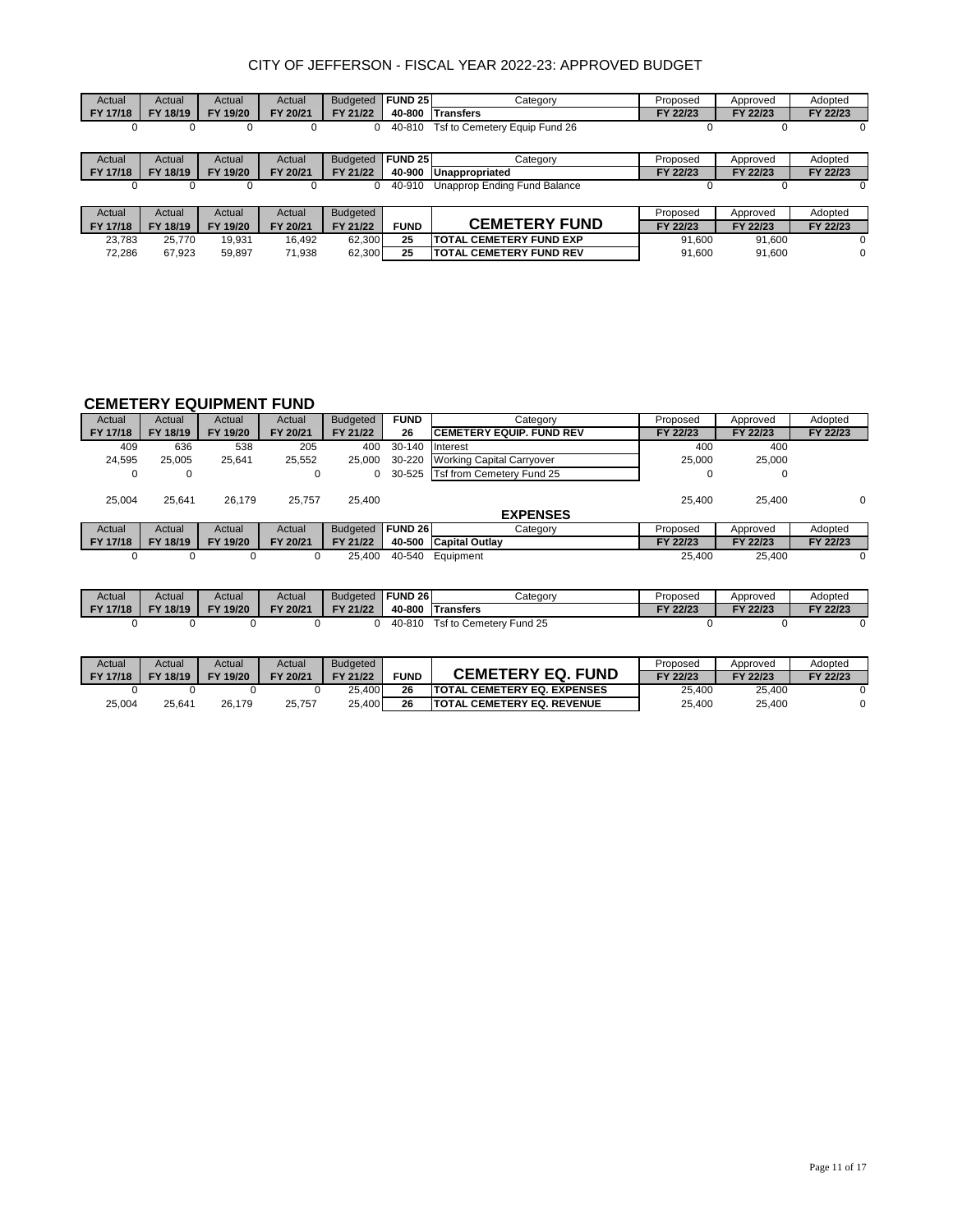| Actual FY 17/18 | Actual FY 18/19 | Actual FY 19/20 | Actual FY 20/21 | Budgeted FY 21/22 | FUND 25 40-800 | Category Transfers | Proposed FY 22/23 | Approved FY 22/23 | Adopted FY 22/23 |
|---|---|---|---|---|---|---|---|---|---|
| 0 | 0 | 0 | 0 | 0 | 40-810 | Tsf to Cemetery Equip Fund 26 | 0 | 0 | 0 |

| Actual FY 17/18 | Actual FY 18/19 | Actual FY 19/20 | Actual FY 20/21 | Budgeted FY 21/22 | FUND 25 40-900 | Category Unappropriated | Proposed FY 22/23 | Approved FY 22/23 | Adopted FY 22/23 |
|---|---|---|---|---|---|---|---|---|---|
| 0 | 0 | 0 | 0 | 0 | 40-910 | Unapprop Ending Fund Balance | 0 | 0 | 0 |

| Actual FY 17/18 | Actual FY 18/19 | Actual FY 19/20 | Actual FY 20/21 | Budgeted FY 21/22 | FUND | CEMETERY FUND | Proposed FY 22/23 | Approved FY 22/23 | Adopted FY 22/23 |
|---|---|---|---|---|---|---|---|---|---|
| 23,783 | 25,770 | 19,931 | 16,492 | 62,300 | 25 | TOTAL CEMETERY FUND EXP | 91,600 | 91,600 | 0 |
| 72,286 | 67,923 | 59,897 | 71,938 | 62,300 | 25 | TOTAL CEMETERY FUND REV | 91,600 | 91,600 | 0 |

## CEMETERY EQUIPMENT FUND

| Actual FY 17/18 | Actual FY 18/19 | Actual FY 19/20 | Actual FY 20/21 | Budgeted FY 21/22 | FUND 26 | Category CEMETERY EQUIP. FUND REV | Proposed FY 22/23 | Approved FY 22/23 | Adopted FY 22/23 |
|---|---|---|---|---|---|---|---|---|---|
| 409 | 636 | 538 | 205 | 400 | 30-140 | Interest | 400 | 400 | |
| 24,595 | 25,005 | 25,641 | 25,552 | 25,000 | 30-220 | Working Capital Carryover | 25,000 | 25,000 | |
| 0 | 0 | | 0 | 0 | 30-525 | Tsf from Cemetery Fund 25 | 0 | 0 | |
| 25,004 | 25,641 | 26,179 | 25,757 | 25,400 | | | 25,400 | 25,400 | 0 |

### EXPENSES

| Actual FY 17/18 | Actual FY 18/19 | Actual FY 19/20 | Actual FY 20/21 | Budgeted FY 21/22 | FUND 26 40-500 | Category Capital Outlay | Proposed FY 22/23 | Approved FY 22/23 | Adopted FY 22/23 |
|---|---|---|---|---|---|---|---|---|---|
| 0 | 0 | 0 | 0 | 25,400 | 40-540 | Equipment | 25,400 | 25,400 | 0 |

| Actual FY 17/18 | Actual FY 18/19 | Actual FY 19/20 | Actual FY 20/21 | Budgeted FY 21/22 | FUND 26 40-800 | Category Transfers | Proposed FY 22/23 | Approved FY 22/23 | Adopted FY 22/23 |
|---|---|---|---|---|---|---|---|---|---|
| 0 | 0 | 0 | 0 | 0 | 40-810 | Tsf to Cemetery Fund 25 | 0 | 0 | 0 |

| Actual FY 17/18 | Actual FY 18/19 | Actual FY 19/20 | Actual FY 20/21 | Budgeted FY 21/22 | FUND | CEMETERY EQ. FUND | Proposed FY 22/23 | Approved FY 22/23 | Adopted FY 22/23 |
|---|---|---|---|---|---|---|---|---|---|
| 0 | 0 | 0 | 0 | 25,400 | 26 | TOTAL CEMETERY EQ. EXPENSES | 25,400 | 25,400 | 0 |
| 25,004 | 25,641 | 26,179 | 25,757 | 25,400 | 26 | TOTAL CEMETERY EQ. REVENUE | 25,400 | 25,400 | 0 |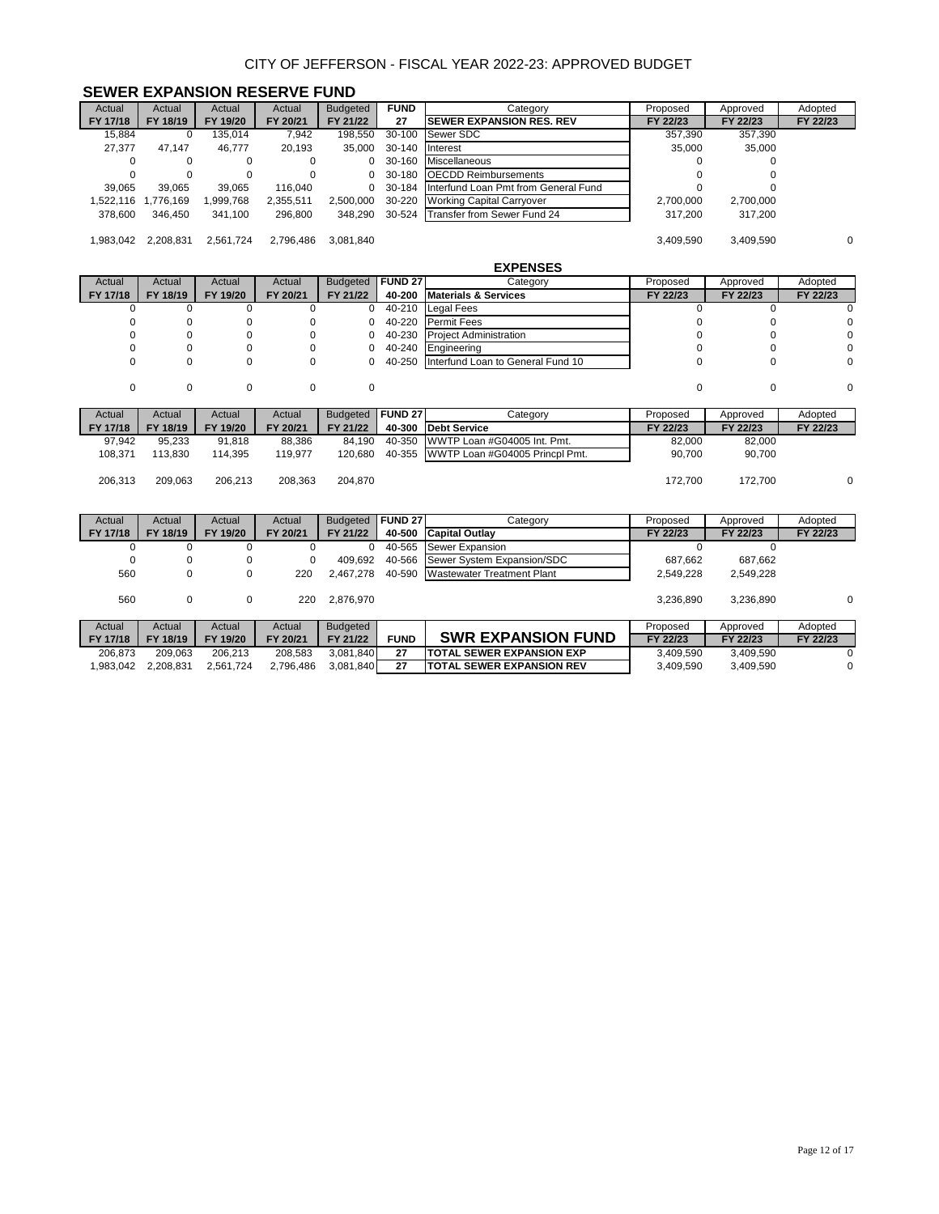CITY OF JEFFERSON - FISCAL YEAR 2022-23: APPROVED BUDGET

## SEWER EXPANSION RESERVE FUND

| Actual FY 17/18 | Actual FY 18/19 | Actual FY 19/20 | Actual FY 20/21 | Budgeted FY 21/22 | FUND 27 | Category SEWER EXPANSION RES. REV | Proposed FY 22/23 | Approved FY 22/23 | Adopted FY 22/23 |
|---|---|---|---|---|---|---|---|---|---|
| 15,884 | 0 | 135,014 | 7,942 | 198,550 | 30-100 | Sewer SDC | 357,390 | 357,390 | |
| 27,377 | 47,147 | 46,777 | 20,193 | 35,000 | 30-140 | Interest | 35,000 | 35,000 | |
| 0 | 0 | 0 | 0 | 0 | 30-160 | Miscellaneous | 0 | 0 | |
| 0 | 0 | 0 | 0 | 0 | 30-180 | OECDD Reimbursements | 0 | 0 | |
| 39,065 | 39,065 | 39,065 | 116,040 | 0 | 30-184 | Interfund Loan Pmt from General Fund | 0 | 0 | |
| 1,522,116 | 1,776,169 | 1,999,768 | 2,355,511 | 2,500,000 | 30-220 | Working Capital Carryover | 2,700,000 | 2,700,000 | |
| 378,600 | 346,450 | 341,100 | 296,800 | 348,290 | 30-524 | Transfer from Sewer Fund 24 | 317,200 | 317,200 | |
| 1,983,042 | 2,208,831 | 2,561,724 | 2,796,486 | 3,081,840 | | | 3,409,590 | 3,409,590 | 0 |

### EXPENSES

| Actual FY 17/18 | Actual FY 18/19 | Actual FY 19/20 | Actual FY 20/21 | Budgeted FY 21/22 | FUND 27 40-200 | Category Materials & Services | Proposed FY 22/23 | Approved FY 22/23 | Adopted FY 22/23 |
|---|---|---|---|---|---|---|---|---|---|
| 0 | 0 | 0 | 0 | 0 | 40-210 | Legal Fees | 0 | 0 | 0 |
| 0 | 0 | 0 | 0 | 0 | 40-220 | Permit Fees | 0 | 0 | 0 |
| 0 | 0 | 0 | 0 | 0 | 40-230 | Project Administration | 0 | 0 | 0 |
| 0 | 0 | 0 | 0 | 0 | 40-240 | Engineering | 0 | 0 | 0 |
| 0 | 0 | 0 | 0 | 0 | 40-250 | Interfund Loan to General Fund 10 | 0 | 0 | 0 |
| 0 | 0 | 0 | 0 | 0 | | | 0 | 0 | 0 |

| Actual FY 17/18 | Actual FY 18/19 | Actual FY 19/20 | Actual FY 20/21 | Budgeted FY 21/22 | FUND 27 40-300 | Category Debt Service | Proposed FY 22/23 | Approved FY 22/23 | Adopted FY 22/23 |
|---|---|---|---|---|---|---|---|---|---|
| 97,942 | 95,233 | 91,818 | 88,386 | 84,190 | 40-350 | WWTP Loan #G04005 Int. Pmt. | 82,000 | 82,000 | |
| 108,371 | 113,830 | 114,395 | 119,977 | 120,680 | 40-355 | WWTP Loan #G04005 Princpl Pmt. | 90,700 | 90,700 | |
| 206,313 | 209,063 | 206,213 | 208,363 | 204,870 | | | 172,700 | 172,700 | 0 |

| Actual FY 17/18 | Actual FY 18/19 | Actual FY 19/20 | Actual FY 20/21 | Budgeted FY 21/22 | FUND 27 40-500 | Category Capital Outlay | Proposed FY 22/23 | Approved FY 22/23 | Adopted FY 22/23 |
|---|---|---|---|---|---|---|---|---|---|
| 0 | 0 | 0 | 0 | 0 | 40-565 | Sewer Expansion | 0 | 0 | |
| 0 | 0 | 0 | 0 | 409,692 | 40-566 | Sewer System Expansion/SDC | 687,662 | 687,662 | |
| 560 | 0 | 0 | 220 | 2,467,278 | 40-590 | Wastewater Treatment Plant | 2,549,228 | 2,549,228 | |
| 560 | 0 | 0 | 220 | 2,876,970 | | | 3,236,890 | 3,236,890 | 0 |

| Actual FY 17/18 | Actual FY 18/19 | Actual FY 19/20 | Actual FY 20/21 | Budgeted FY 21/22 | FUND | SWR EXPANSION FUND | Proposed FY 22/23 | Approved FY 22/23 | Adopted FY 22/23 |
|---|---|---|---|---|---|---|---|---|---|
| 206,873 | 209,063 | 206,213 | 208,583 | 3,081,840 | 27 | TOTAL SEWER EXPANSION EXP | 3,409,590 | 3,409,590 | 0 |
| 1,983,042 | 2,208,831 | 2,561,724 | 2,796,486 | 3,081,840 | 27 | TOTAL SEWER EXPANSION REV | 3,409,590 | 3,409,590 | 0 |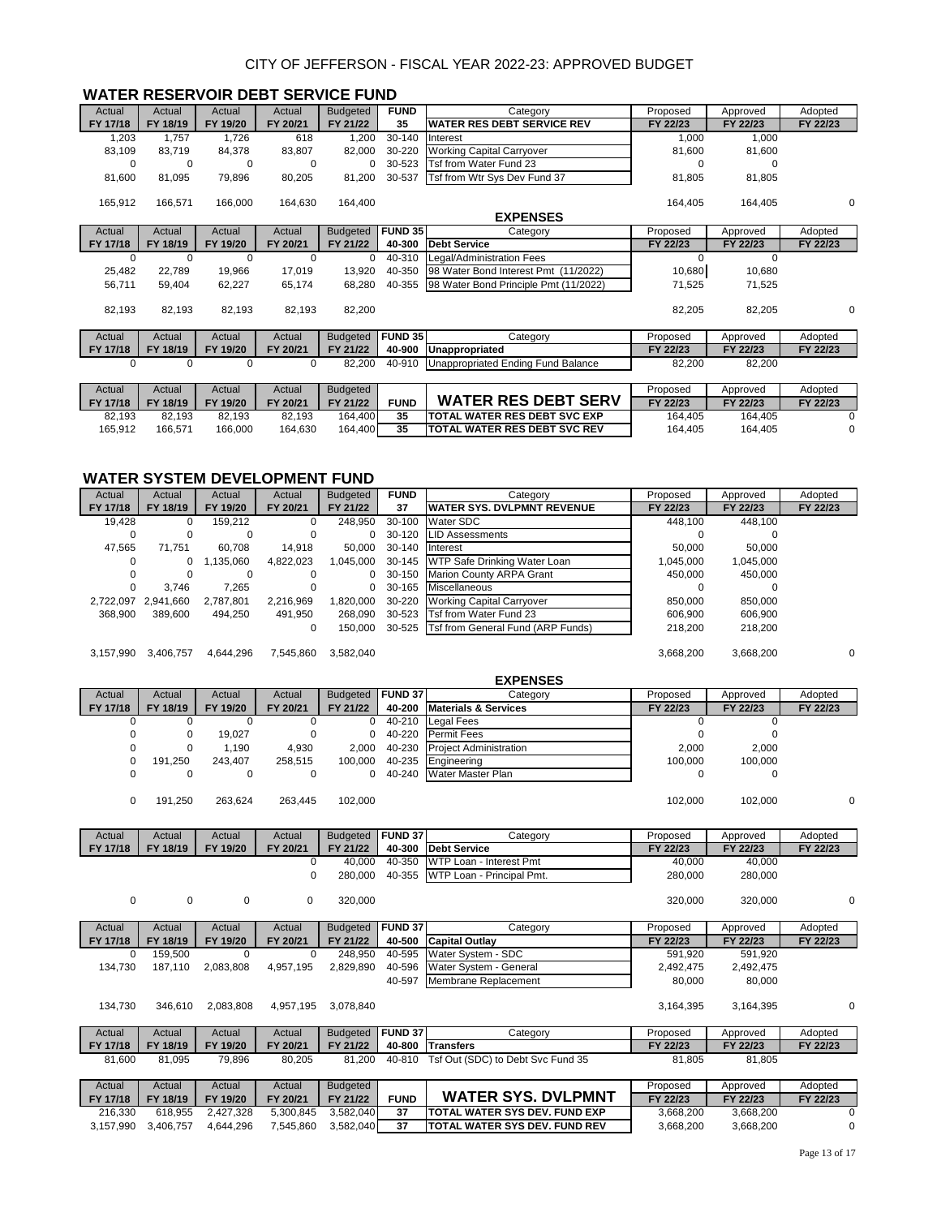# CITY OF JEFFERSON - FISCAL YEAR 2022-23: APPROVED BUDGET

## WATER RESERVOIR DEBT SERVICE FUND

| Actual FY 17/18 | Actual FY 18/19 | Actual FY 19/20 | Actual FY 20/21 | Budgeted FY 21/22 | FUND 35 | Category WATER RES DEBT SERVICE REV | Proposed FY 22/23 | Approved FY 22/23 | Adopted FY 22/23 |
|---|---|---|---|---|---|---|---|---|---|
| 1,203 | 1,757 | 1,726 | 618 | 1,200 | 30-140 | Interest | 1,000 | 1,000 | |
| 83,109 | 83,719 | 84,378 | 83,807 | 82,000 | 30-220 | Working Capital Carryover | 81,600 | 81,600 | |
| 0 | 0 | 0 | 0 | 0 | 30-523 | Tsf from Water Fund 23 | 0 | 0 | |
| 81,600 | 81,095 | 79,896 | 80,205 | 81,200 | 30-537 | Tsf from Wtr Sys Dev Fund 37 | 81,805 | 81,805 | |
| 165,912 | 166,571 | 166,000 | 164,630 | 164,400 | | | 164,405 | 164,405 | 0 |

### EXPENSES

| Actual FY 17/18 | Actual FY 18/19 | Actual FY 19/20 | Actual FY 20/21 | Budgeted FY 21/22 | FUND 35 40-300 | Category Debt Service | Proposed FY 22/23 | Approved FY 22/23 | Adopted FY 22/23 |
|---|---|---|---|---|---|---|---|---|---|
| 0 | 0 | 0 | 0 | 0 | 40-310 | Legal/Administration Fees | 0 | 0 | |
| 25,482 | 22,789 | 19,966 | 17,019 | 13,920 | 40-350 | 98 Water Bond Interest Pmt (11/2022) | 10,680 | 10,680 | |
| 56,711 | 59,404 | 62,227 | 65,174 | 68,280 | 40-355 | 98 Water Bond Principle Pmt (11/2022) | 71,525 | 71,525 | |
| 82,193 | 82,193 | 82,193 | 82,193 | 82,200 | | | 82,205 | 82,205 | 0 |

| Actual FY 17/18 | Actual FY 18/19 | Actual FY 19/20 | Actual FY 20/21 | Budgeted FY 21/22 | FUND 35 40-900 | Category Unappropriated | Proposed FY 22/23 | Approved FY 22/23 | Adopted FY 22/23 |
|---|---|---|---|---|---|---|---|---|---|
| 0 | 0 | 0 | 0 | 82,200 | 40-910 | Unappropriated Ending Fund Balance | 82,200 | 82,200 | |

| Actual FY 17/18 | Actual FY 18/19 | Actual FY 19/20 | Actual FY 20/21 | Budgeted FY 21/22 | FUND | WATER RES DEBT SERV | Proposed FY 22/23 | Approved FY 22/23 | Adopted FY 22/23 |
|---|---|---|---|---|---|---|---|---|---|
| 82,193 | 82,193 | 82,193 | 82,193 | 164,400 | 35 | TOTAL WATER RES DEBT SVC EXP | 164,405 | 164,405 | 0 |
| 165,912 | 166,571 | 166,000 | 164,630 | 164,400 | 35 | TOTAL WATER RES DEBT SVC REV | 164,405 | 164,405 | 0 |

## WATER SYSTEM DEVELOPMENT FUND

| Actual FY 17/18 | Actual FY 18/19 | Actual FY 19/20 | Actual FY 20/21 | Budgeted FY 21/22 | FUND 37 | Category WATER SYS. DVLPMNT REVENUE | Proposed FY 22/23 | Approved FY 22/23 | Adopted FY 22/23 |
|---|---|---|---|---|---|---|---|---|---|
| 19,428 | 0 | 159,212 | 0 | 248,950 | 30-100 | Water SDC | 448,100 | 448,100 | |
| 0 | 0 | 0 | 0 | 0 | 30-120 | LID Assessments | 0 | 0 | |
| 47,565 | 71,751 | 60,708 | 14,918 | 50,000 | 30-140 | Interest | 50,000 | 50,000 | |
| 0 | 0 | 1,135,060 | 4,822,023 | 1,045,000 | 30-145 | WTP Safe Drinking Water Loan | 1,045,000 | 1,045,000 | |
| 0 | 0 | 0 | 0 | 0 | 30-150 | Marion County ARPA Grant | 450,000 | 450,000 | |
| 0 | 3,746 | 7,265 | 0 | 0 | 30-165 | Miscellaneous | 0 | 0 | |
| 2,722,097 | 2,941,660 | 2,787,801 | 2,216,969 | 1,820,000 | 30-220 | Working Capital Carryover | 850,000 | 850,000 | |
| 368,900 | 389,600 | 494,250 | 491,950 | 268,090 | 30-523 | Tsf from Water Fund 23 | 606,900 | 606,900 | |
| | | | 0 | 150,000 | 30-525 | Tsf from General Fund (ARP Funds) | 218,200 | 218,200 | |
| 3,157,990 | 3,406,757 | 4,644,296 | 7,545,860 | 3,582,040 | | | 3,668,200 | 3,668,200 | 0 |

### EXPENSES

| Actual FY 17/18 | Actual FY 18/19 | Actual FY 19/20 | Actual FY 20/21 | Budgeted FY 21/22 | FUND 37 40-200 | Category Materials & Services | Proposed FY 22/23 | Approved FY 22/23 | Adopted FY 22/23 |
|---|---|---|---|---|---|---|---|---|---|
| 0 | 0 | 0 | 0 | 0 | 40-210 | Legal Fees | 0 | 0 | |
| 0 | 0 | 19,027 | 0 | 0 | 40-220 | Permit Fees | 0 | 0 | |
| 0 | 0 | 1,190 | 4,930 | 2,000 | 40-230 | Project Administration | 2,000 | 2,000 | |
| 0 | 191,250 | 243,407 | 258,515 | 100,000 | 40-235 | Engineering | 100,000 | 100,000 | |
| 0 | 0 | 0 | 0 | 0 | 40-240 | Water Master Plan | 0 | 0 | |
| 0 | 191,250 | 263,624 | 263,445 | 102,000 | | | 102,000 | 102,000 | 0 |

| Actual FY 17/18 | Actual FY 18/19 | Actual FY 19/20 | Actual FY 20/21 | Budgeted FY 21/22 | FUND 37 40-300 | Category Debt Service | Proposed FY 22/23 | Approved FY 22/23 | Adopted FY 22/23 |
|---|---|---|---|---|---|---|---|---|---|
| | | | 0 | 40,000 | 40-350 | WTP Loan - Interest Pmt | 40,000 | 40,000 | |
| | | | 0 | 280,000 | 40-355 | WTP Loan - Principal Pmt. | 280,000 | 280,000 | |
| 0 | 0 | 0 | 0 | 320,000 | | | 320,000 | 320,000 | 0 |

| Actual FY 17/18 | Actual FY 18/19 | Actual FY 19/20 | Actual FY 20/21 | Budgeted FY 21/22 | FUND 37 40-500 | Category Capital Outlay | Proposed FY 22/23 | Approved FY 22/23 | Adopted FY 22/23 |
|---|---|---|---|---|---|---|---|---|---|
| 0 | 159,500 | 0 | 0 | 248,950 | 40-595 | Water System - SDC | 591,920 | 591,920 | |
| 134,730 | 187,110 | 2,083,808 | 4,957,195 | 2,829,890 | 40-596 | Water System - General | 2,492,475 | 2,492,475 | |
| | | | | | 40-597 | Membrane Replacement | 80,000 | 80,000 | |
| 134,730 | 346,610 | 2,083,808 | 4,957,195 | 3,078,840 | | | 3,164,395 | 3,164,395 | 0 |

| Actual FY 17/18 | Actual FY 18/19 | Actual FY 19/20 | Actual FY 20/21 | Budgeted FY 21/22 | FUND 37 40-800 | Category Transfers | Proposed FY 22/23 | Approved FY 22/23 | Adopted FY 22/23 |
|---|---|---|---|---|---|---|---|---|---|
| 81,600 | 81,095 | 79,896 | 80,205 | 81,200 | 40-810 | Tsf Out (SDC) to Debt Svc Fund 35 | 81,805 | 81,805 | |

| Actual FY 17/18 | Actual FY 18/19 | Actual FY 19/20 | Actual FY 20/21 | Budgeted FY 21/22 | FUND | WATER SYS. DVLPMNT | Proposed FY 22/23 | Approved FY 22/23 | Adopted FY 22/23 |
|---|---|---|---|---|---|---|---|---|---|
| 216,330 | 618,955 | 2,427,328 | 5,300,845 | 3,582,040 | 37 | TOTAL WATER SYS DEV. FUND EXP | 3,668,200 | 3,668,200 | 0 |
| 3,157,990 | 3,406,757 | 4,644,296 | 7,545,860 | 3,582,040 | 37 | TOTAL WATER SYS DEV. FUND REV | 3,668,200 | 3,668,200 | 0 |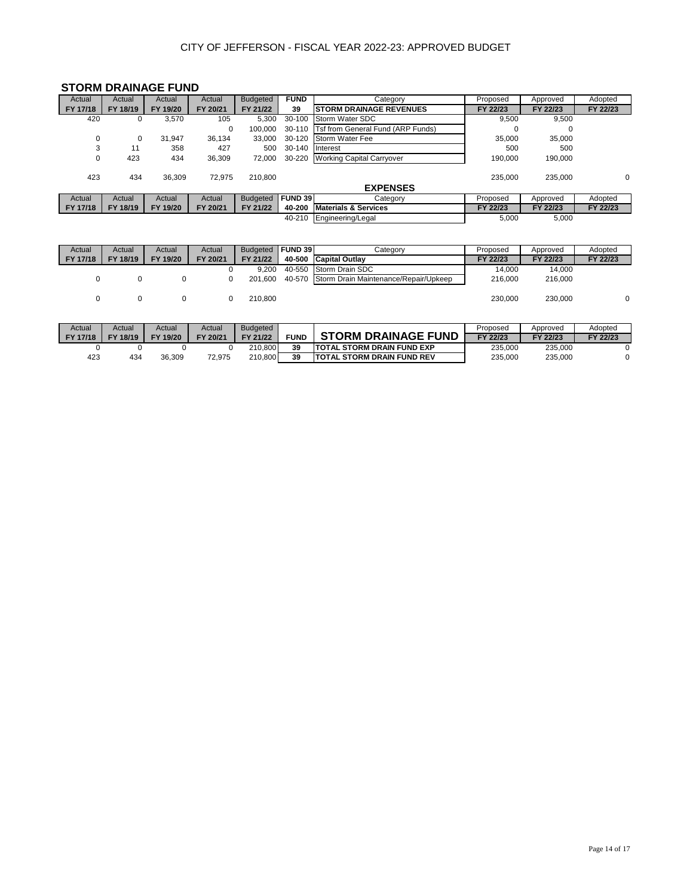CITY OF JEFFERSON - FISCAL YEAR 2022-23: APPROVED BUDGET

## STORM DRAINAGE FUND

| Actual FY 17/18 | Actual FY 18/19 | Actual FY 19/20 | Actual FY 20/21 | Budgeted FY 21/22 | FUND 39 | Category STORM DRAINAGE REVENUES | Proposed FY 22/23 | Approved FY 22/23 | Adopted FY 22/23 |
|---|---|---|---|---|---|---|---|---|---|
| 420 | 0 | 3,570 | 105 | 5,300 | 30-100 | Storm Water SDC | 9,500 | 9,500 | |
| | | | 0 | 100,000 | 30-110 | Tsf from General Fund (ARP Funds) | 0 | 0 | |
| 0 | 0 | 31,947 | 36,134 | 33,000 | 30-120 | Storm Water Fee | 35,000 | 35,000 | |
| 3 | 11 | 358 | 427 | 500 | 30-140 | Interest | 500 | 500 | |
| 0 | 423 | 434 | 36,309 | 72,000 | 30-220 | Working Capital Carryover | 190,000 | 190,000 | |
| 423 | 434 | 36,309 | 72,975 | 210,800 | | | 235,000 | 235,000 | 0 |

### EXPENSES

| Actual FY 17/18 | Actual FY 18/19 | Actual FY 19/20 | Actual FY 20/21 | Budgeted FY 21/22 | FUND 39 40-200 | Category Materials & Services | Proposed FY 22/23 | Approved FY 22/23 | Adopted FY 22/23 |
|---|---|---|---|---|---|---|---|---|---|
| | | | | | 40-210 | Engineering/Legal | 5,000 | 5,000 | |

| Actual FY 17/18 | Actual FY 18/19 | Actual FY 19/20 | Actual FY 20/21 | Budgeted FY 21/22 | FUND 39 40-500 | Category Capital Outlay | Proposed FY 22/23 | Approved FY 22/23 | Adopted FY 22/23 |
|---|---|---|---|---|---|---|---|---|---|
| | | | 0 | 9,200 | 40-550 | Storm Drain SDC | 14,000 | 14,000 | |
| 0 | 0 | 0 | 0 | 201,600 | 40-570 | Storm Drain Maintenance/Repair/Upkeep | 216,000 | 216,000 | |
| 0 | 0 | 0 | 0 | 210,800 | | | 230,000 | 230,000 | 0 |

| Actual FY 17/18 | Actual FY 18/19 | Actual FY 19/20 | Actual FY 20/21 | Budgeted FY 21/22 | FUND | STORM DRAINAGE FUND | Proposed FY 22/23 | Approved FY 22/23 | Adopted FY 22/23 |
|---|---|---|---|---|---|---|---|---|---|
| 0 | 0 | 0 | 0 | 210,800 | 39 | TOTAL STORM DRAIN FUND EXP | 235,000 | 235,000 | 0 |
| 423 | 434 | 36,309 | 72,975 | 210,800 | 39 | TOTAL STORM DRAIN FUND REV | 235,000 | 235,000 | 0 |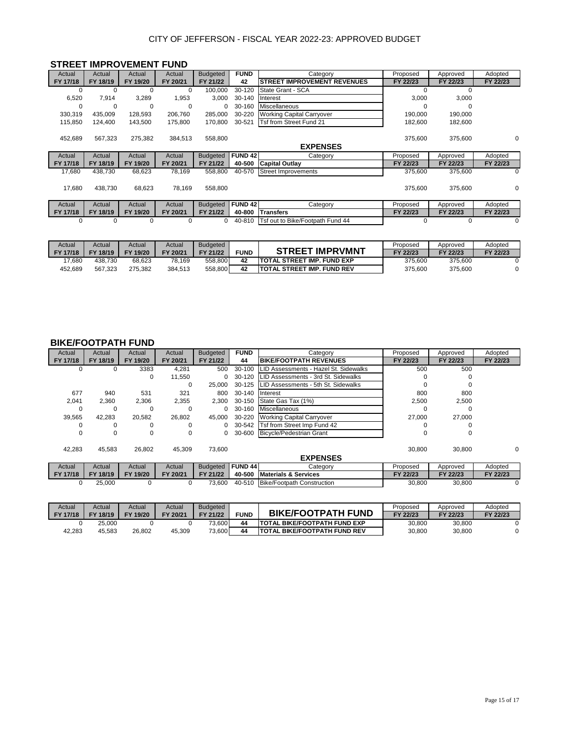CITY OF JEFFERSON - FISCAL YEAR 2022-23: APPROVED BUDGET

## STREET IMPROVEMENT FUND

| Actual FY 17/18 | Actual FY 18/19 | Actual FY 19/20 | Actual FY 20/21 | Budgeted FY 21/22 | FUND 42 | Category STREET IMPROVEMENT REVENUES | Proposed FY 22/23 | Approved FY 22/23 | Adopted FY 22/23 |
|---|---|---|---|---|---|---|---|---|---|
| 0 | 0 | 0 | 0 | 100,000 | 30-120 | State Grant - SCA | 0 | 0 | |
| 6,520 | 7,914 | 3,289 | 1,953 | 3,000 | 30-140 | Interest | 3,000 | 3,000 | |
| 0 | 0 | 0 | 0 | 0 | 30-160 | Miscellaneous | 0 | 0 | |
| 330,319 | 435,009 | 128,593 | 206,760 | 285,000 | 30-220 | Working Capital Carryover | 190,000 | 190,000 | |
| 115,850 | 124,400 | 143,500 | 175,800 | 170,800 | 30-521 | Tsf from Street Fund 21 | 182,600 | 182,600 | |
| 452,689 | 567,323 | 275,382 | 384,513 | 558,800 | | | 375,600 | 375,600 | 0 |

### EXPENSES

| Actual FY 17/18 | Actual FY 18/19 | Actual FY 19/20 | Actual FY 20/21 | Budgeted FY 21/22 | FUND 42 40-500 | Category Capital Outlay | Proposed FY 22/23 | Approved FY 22/23 | Adopted FY 22/23 |
|---|---|---|---|---|---|---|---|---|---|
| 17,680 | 438,730 | 68,623 | 78,169 | 558,800 | 40-570 | Street Improvements | 375,600 | 375,600 | 0 |
| 17,680 | 438,730 | 68,623 | 78,169 | 558,800 | | | 375,600 | 375,600 | 0 |

| Actual FY 17/18 | Actual FY 18/19 | Actual FY 19/20 | Actual FY 20/21 | Budgeted FY 21/22 | FUND 42 40-800 | Category Transfers | Proposed FY 22/23 | Approved FY 22/23 | Adopted FY 22/23 |
|---|---|---|---|---|---|---|---|---|---|
| 0 | 0 | 0 | 0 | 0 | 40-810 | Tsf out to Bike/Footpath Fund 44 | 0 | 0 | 0 |

| Actual FY 17/18 | Actual FY 18/19 | Actual FY 19/20 | Actual FY 20/21 | Budgeted FY 21/22 | FUND | STREET IMPRVMNT | Proposed FY 22/23 | Approved FY 22/23 | Adopted FY 22/23 |
|---|---|---|---|---|---|---|---|---|---|
| 17,680 | 438,730 | 68,623 | 78,169 | 558,800 | 42 | TOTAL STREET IMP. FUND EXP | 375,600 | 375,600 | 0 |
| 452,689 | 567,323 | 275,382 | 384,513 | 558,800 | 42 | TOTAL STREET IMP. FUND REV | 375,600 | 375,600 | 0 |

## BIKE/FOOTPATH FUND

| Actual FY 17/18 | Actual FY 18/19 | Actual FY 19/20 | Actual FY 20/21 | Budgeted FY 21/22 | FUND 44 | Category BIKE/FOOTPATH REVENUES | Proposed FY 22/23 | Approved FY 22/23 | Adopted FY 22/23 |
|---|---|---|---|---|---|---|---|---|---|
| 0 | 0 | 3383 | 4,281 | 500 | 30-100 | LID Assessments - Hazel St. Sidewalks | 500 | 500 | |
| | | 0 | 11,550 | 0 | 30-120 | LID Assessments - 3rd St. Sidewalks | 0 | 0 | |
| | | | 0 | 25,000 | 30-125 | LID Assessments - 5th St. Sidewalks | 0 | 0 | |
| 677 | 940 | 531 | 321 | 800 | 30-140 | Interest | 800 | 800 | |
| 2,041 | 2,360 | 2,306 | 2,355 | 2,300 | 30-150 | State Gas Tax (1%) | 2,500 | 2,500 | |
| 0 | 0 | 0 | 0 | 0 | 30-160 | Miscellaneous | 0 | 0 | |
| 39,565 | 42,283 | 20,582 | 26,802 | 45,000 | 30-220 | Working Capital Carryover | 27,000 | 27,000 | |
| 0 | 0 | 0 | 0 | 0 | 30-542 | Tsf from Street Imp Fund 42 | 0 | 0 | |
| 0 | 0 | 0 | 0 | 0 | 30-600 | Bicycle/Pedestrian Grant | 0 | 0 | |
| 42,283 | 45,583 | 26,802 | 45,309 | 73,600 | | | 30,800 | 30,800 | 0 |

### EXPENSES

| Actual FY 17/18 | Actual FY 18/19 | Actual FY 19/20 | Actual FY 20/21 | Budgeted FY 21/22 | FUND 44 40-500 | Category Materials & Services | Proposed FY 22/23 | Approved FY 22/23 | Adopted FY 22/23 |
|---|---|---|---|---|---|---|---|---|---|
| 0 | 25,000 | 0 | 0 | 73,600 | 40-510 | Bike/Footpath Construction | 30,800 | 30,800 | 0 |

| Actual FY 17/18 | Actual FY 18/19 | Actual FY 19/20 | Actual FY 20/21 | Budgeted FY 21/22 | FUND | BIKE/FOOTPATH FUND | Proposed FY 22/23 | Approved FY 22/23 | Adopted FY 22/23 |
|---|---|---|---|---|---|---|---|---|---|
| 0 | 25,000 | 0 | 0 | 73,600 | 44 | TOTAL BIKE/FOOTPATH FUND EXP | 30,800 | 30,800 | 0 |
| 42,283 | 45,583 | 26,802 | 45,309 | 73,600 | 44 | TOTAL BIKE/FOOTPATH FUND REV | 30,800 | 30,800 | 0 |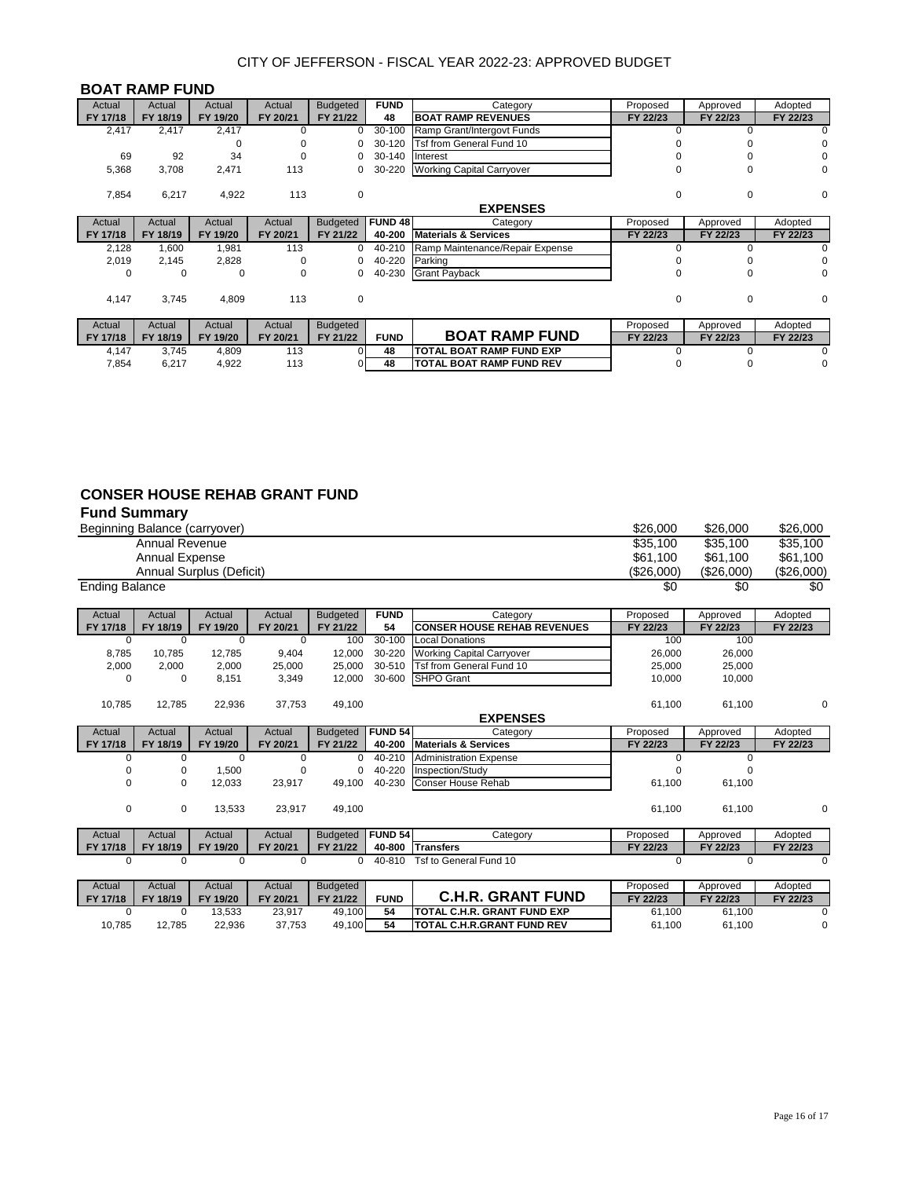CITY OF JEFFERSON - FISCAL YEAR 2022-23: APPROVED BUDGET

## BOAT RAMP FUND

| Actual FY 17/18 | Actual FY 18/19 | Actual FY 19/20 | Actual FY 20/21 | Budgeted FY 21/22 | FUND 48 | Category BOAT RAMP REVENUES | Proposed FY 22/23 | Approved FY 22/23 | Adopted FY 22/23 |
|---|---|---|---|---|---|---|---|---|---|
| 2,417 | 2,417 | 2,417 | 0 | 0 | 30-100 | Ramp Grant/Intergovt Funds | 0 | 0 | 0 |
| | | 0 | 0 | 0 | 30-120 | Tsf from General Fund 10 | 0 | 0 | 0 |
| 69 | 92 | 34 | 0 | 0 | 30-140 | Interest | 0 | 0 | 0 |
| 5,368 | 3,708 | 2,471 | 113 | 0 | 30-220 | Working Capital Carryover | 0 | 0 | 0 |
| 7,854 | 6,217 | 4,922 | 113 | 0 | | | 0 | 0 | 0 |

### EXPENSES

| Actual FY 17/18 | Actual FY 18/19 | Actual FY 19/20 | Actual FY 20/21 | Budgeted FY 21/22 | FUND 48 40-200 | Category Materials & Services | Proposed FY 22/23 | Approved FY 22/23 | Adopted FY 22/23 |
|---|---|---|---|---|---|---|---|---|---|
| 2,128 | 1,600 | 1,981 | 113 | 0 | 40-210 | Ramp Maintenance/Repair Expense | 0 | 0 | 0 |
| 2,019 | 2,145 | 2,828 | 0 | 0 | 40-220 | Parking | 0 | 0 | 0 |
| 0 | 0 | 0 | 0 | 0 | 40-230 | Grant Payback | 0 | 0 | 0 |
| 4,147 | 3,745 | 4,809 | 113 | 0 | | | 0 | 0 | 0 |

| Actual FY 17/18 | Actual FY 18/19 | Actual FY 19/20 | Actual FY 20/21 | Budgeted FY 21/22 | FUND | BOAT RAMP FUND | Proposed FY 22/23 | Approved FY 22/23 | Adopted FY 22/23 |
|---|---|---|---|---|---|---|---|---|---|
| 4,147 | 3,745 | 4,809 | 113 | 0 | 48 | TOTAL BOAT RAMP FUND EXP | 0 | 0 | 0 |
| 7,854 | 6,217 | 4,922 | 113 | 0 | 48 | TOTAL BOAT RAMP FUND REV | 0 | 0 | 0 |

## CONSER HOUSE REHAB GRANT FUND

### Fund Summary

| | Proposed | Approved | Adopted |
|---|---|---|---|
| Beginning Balance (carryover) | $26,000 | $26,000 | $26,000 |
| Annual Revenue | $35,100 | $35,100 | $35,100 |
| Annual Expense | $61,100 | $61,100 | $61,100 |
| Annual Surplus (Deficit) | ($26,000) | ($26,000) | ($26,000) |
| Ending Balance | $0 | $0 | $0 |

| Actual FY 17/18 | Actual FY 18/19 | Actual FY 19/20 | Actual FY 20/21 | Budgeted FY 21/22 | FUND 54 | Category CONSER HOUSE REHAB REVENUES | Proposed FY 22/23 | Approved FY 22/23 | Adopted FY 22/23 |
|---|---|---|---|---|---|---|---|---|---|
| 0 | 0 | 0 | 0 | 100 | 30-100 | Local Donations | 100 | 100 | |
| 8,785 | 10,785 | 12,785 | 9,404 | 12,000 | 30-220 | Working Capital Carryover | 26,000 | 26,000 | |
| 2,000 | 2,000 | 2,000 | 25,000 | 25,000 | 30-510 | Tsf from General Fund 10 | 25,000 | 25,000 | |
| 0 | 0 | 8,151 | 3,349 | 12,000 | 30-600 | SHPO Grant | 10,000 | 10,000 | |
| 10,785 | 12,785 | 22,936 | 37,753 | 49,100 | | | 61,100 | 61,100 | 0 |

### EXPENSES

| Actual FY 17/18 | Actual FY 18/19 | Actual FY 19/20 | Actual FY 20/21 | Budgeted FY 21/22 | FUND 54 40-200 | Category Materials & Services | Proposed FY 22/23 | Approved FY 22/23 | Adopted FY 22/23 |
|---|---|---|---|---|---|---|---|---|---|
| 0 | 0 | 0 | 0 | 0 | 40-210 | Administration Expense | 0 | 0 | |
| 0 | 0 | 1,500 | 0 | 0 | 40-220 | Inspection/Study | 0 | 0 | |
| 0 | 0 | 12,033 | 23,917 | 49,100 | 40-230 | Conser House Rehab | 61,100 | 61,100 | |
| 0 | 0 | 13,533 | 23,917 | 49,100 | | | 61,100 | 61,100 | 0 |

| Actual FY 17/18 | Actual FY 18/19 | Actual FY 19/20 | Actual FY 20/21 | Budgeted FY 21/22 | FUND 54 40-800 | Category Transfers | Proposed FY 22/23 | Approved FY 22/23 | Adopted FY 22/23 |
|---|---|---|---|---|---|---|---|---|---|
| 0 | 0 | 0 | 0 | 0 | 40-810 | Tsf to General Fund 10 | 0 | 0 | 0 |

| Actual FY 17/18 | Actual FY 18/19 | Actual FY 19/20 | Actual FY 20/21 | Budgeted FY 21/22 | FUND | C.H.R. GRANT FUND | Proposed FY 22/23 | Approved FY 22/23 | Adopted FY 22/23 |
|---|---|---|---|---|---|---|---|---|---|
| 0 | 0 | 13,533 | 23,917 | 49,100 | 54 | TOTAL C.H.R. GRANT FUND EXP | 61,100 | 61,100 | 0 |
| 10,785 | 12,785 | 22,936 | 37,753 | 49,100 | 54 | TOTAL C.H.R.GRANT FUND REV | 61,100 | 61,100 | 0 |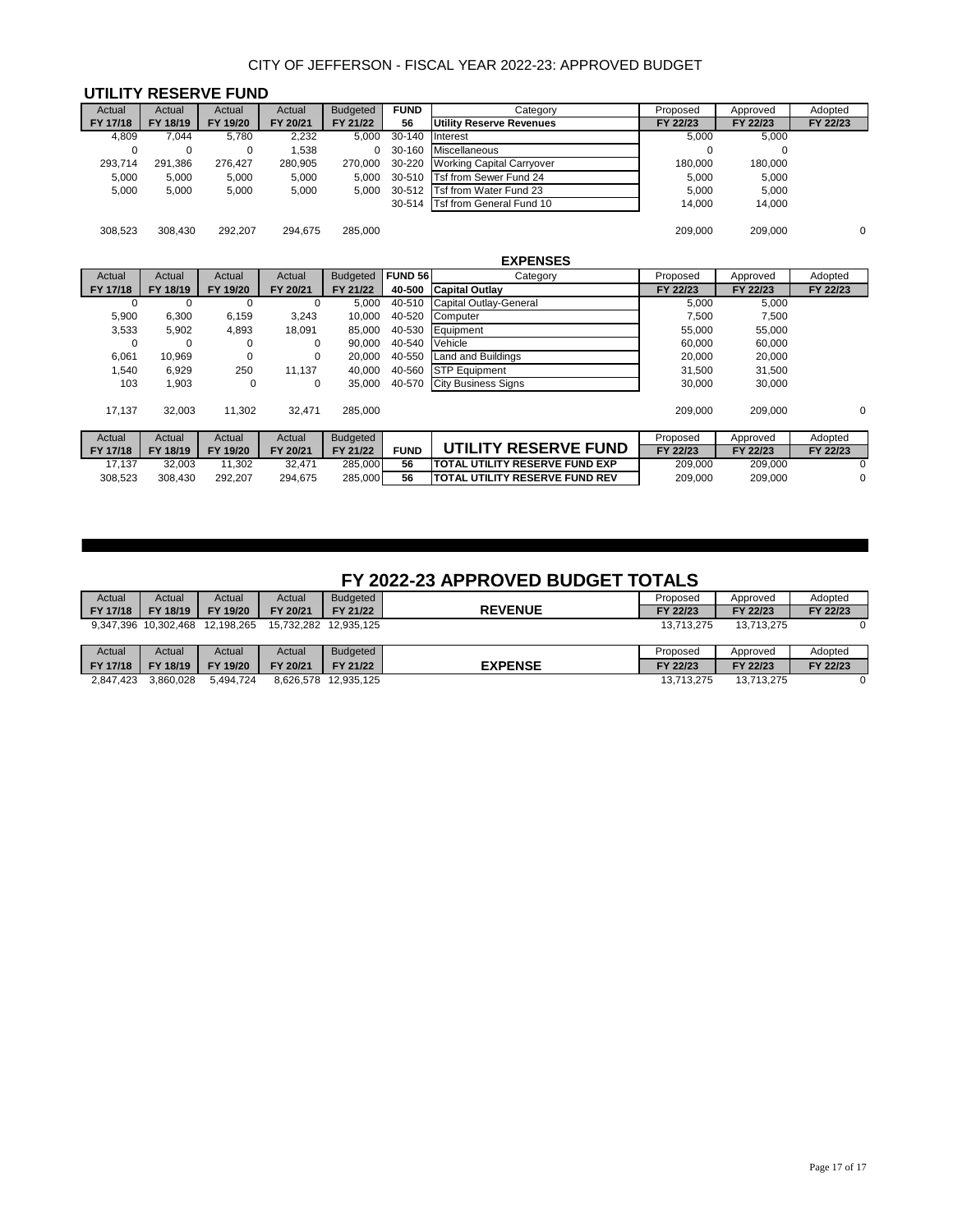CITY OF JEFFERSON - FISCAL YEAR 2022-23: APPROVED BUDGET

## UTILITY RESERVE FUND

| Actual FY 17/18 | Actual FY 18/19 | Actual FY 19/20 | Actual FY 20/21 | Budgeted FY 21/22 | FUND 56 | Category Utility Reserve Revenues | Proposed FY 22/23 | Approved FY 22/23 | Adopted FY 22/23 |
|---|---|---|---|---|---|---|---|---|---|
| 4,809 | 7,044 | 5,780 | 2,232 | 5,000 | 30-140 | Interest | 5,000 | 5,000 | |
| 0 | 0 | 0 | 1,538 | 0 | 30-160 | Miscellaneous | 0 | 0 | |
| 293,714 | 291,386 | 276,427 | 280,905 | 270,000 | 30-220 | Working Capital Carryover | 180,000 | 180,000 | |
| 5,000 | 5,000 | 5,000 | 5,000 | 5,000 | 30-510 | Tsf from Sewer Fund 24 | 5,000 | 5,000 | |
| 5,000 | 5,000 | 5,000 | 5,000 | 5,000 | 30-512 | Tsf from Water Fund 23 | 5,000 | 5,000 | |
| | | | | | 30-514 | Tsf from General Fund 10 | 14,000 | 14,000 | |
| 308,523 | 308,430 | 292,207 | 294,675 | 285,000 | | | 209,000 | 209,000 | 0 |

### EXPENSES

| Actual FY 17/18 | Actual FY 18/19 | Actual FY 19/20 | Actual FY 20/21 | Budgeted FY 21/22 | FUND 56 40-500 | Category Capital Outlay | Proposed FY 22/23 | Approved FY 22/23 | Adopted FY 22/23 |
|---|---|---|---|---|---|---|---|---|---|
| 0 | 0 | 0 | 0 | 5,000 | 40-510 | Capital Outlay-General | 5,000 | 5,000 | |
| 5,900 | 6,300 | 6,159 | 3,243 | 10,000 | 40-520 | Computer | 7,500 | 7,500 | |
| 3,533 | 5,902 | 4,893 | 18,091 | 85,000 | 40-530 | Equipment | 55,000 | 55,000 | |
| 0 | 0 | 0 | 0 | 90,000 | 40-540 | Vehicle | 60,000 | 60,000 | |
| 6,061 | 10,969 | 0 | 0 | 20,000 | 40-550 | Land and Buildings | 20,000 | 20,000 | |
| 1,540 | 6,929 | 250 | 11,137 | 40,000 | 40-560 | STP Equipment | 31,500 | 31,500 | |
| 103 | 1,903 | 0 | 0 | 35,000 | 40-570 | City Business Signs | 30,000 | 30,000 | |
| 17,137 | 32,003 | 11,302 | 32,471 | 285,000 | | | 209,000 | 209,000 | 0 |

| Actual FY 17/18 | Actual FY 18/19 | Actual FY 19/20 | Actual FY 20/21 | Budgeted FY 21/22 | FUND | UTILITY RESERVE FUND | Proposed FY 22/23 | Approved FY 22/23 | Adopted FY 22/23 |
|---|---|---|---|---|---|---|---|---|---|
| 17,137 | 32,003 | 11,302 | 32,471 | 285,000 | 56 | TOTAL UTILITY RESERVE FUND EXP | 209,000 | 209,000 | 0 |
| 308,523 | 308,430 | 292,207 | 294,675 | 285,000 | 56 | TOTAL UTILITY RESERVE FUND REV | 209,000 | 209,000 | 0 |

## FY 2022-23 APPROVED BUDGET TOTALS

| Actual FY 17/18 | Actual FY 18/19 | Actual FY 19/20 | Actual FY 20/21 | Budgeted FY 21/22 | REVENUE | Proposed FY 22/23 | Approved FY 22/23 | Adopted FY 22/23 |
|---|---|---|---|---|---|---|---|---|
| 9,347,396 | 10,302,468 | 12,198,265 | 15,732,282 | 12,935,125 | | 13,713,275 | 13,713,275 | 0 |

| Actual FY 17/18 | Actual FY 18/19 | Actual FY 19/20 | Actual FY 20/21 | Budgeted FY 21/22 | EXPENSE | Proposed FY 22/23 | Approved FY 22/23 | Adopted FY 22/23 |
|---|---|---|---|---|---|---|---|---|
| 2,847,423 | 3,860,028 | 5,494,724 | 8,626,578 | 12,935,125 | | 13,713,275 | 13,713,275 | 0 |